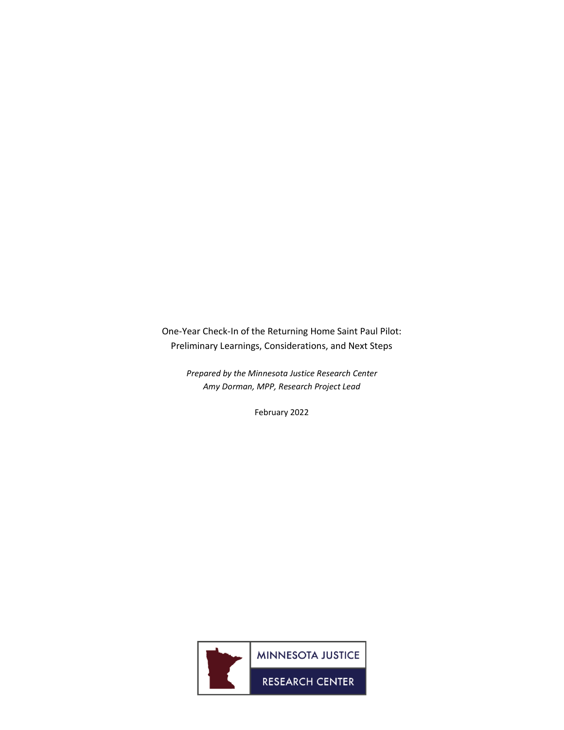# One-Year Check-In of the Returning Home Saint Paul Pilot: Preliminary Learnings, Considerations, and Next Steps

*Prepared by the Minnesota Justice Research Center*
*Amy Dorman, MPP, Research Project Lead*

February 2022

MINNESOTA JUSTICE
RESEARCH CENTER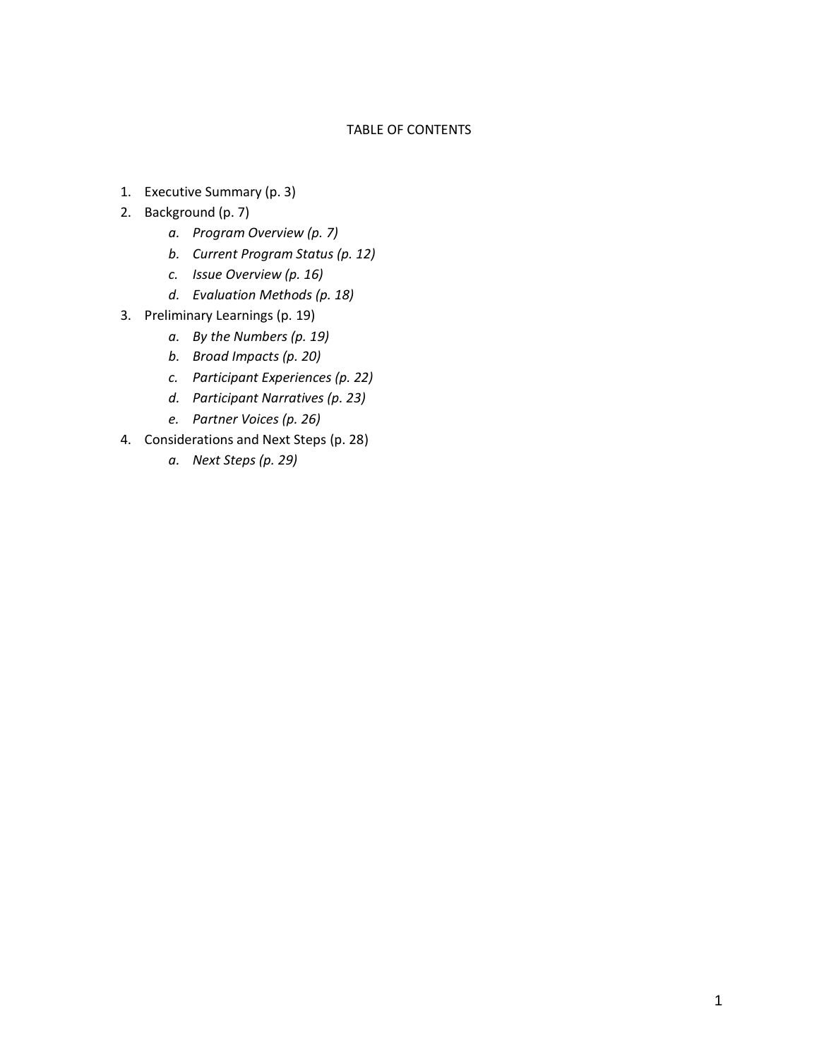# TABLE OF CONTENTS

1. Executive Summary (p. 3)
2. Background (p. 7)
    a. *Program Overview (p. 7)*
    b. *Current Program Status (p. 12)*
    c. *Issue Overview (p. 16)*
    d. *Evaluation Methods (p. 18)*
3. Preliminary Learnings (p. 19)
    a. *By the Numbers (p. 19)*
    b. *Broad Impacts (p. 20)*
    c. *Participant Experiences (p. 22)*
    d. *Participant Narratives (p. 23)*
    e. *Partner Voices (p. 26)*
4. Considerations and Next Steps (p. 28)
    a. *Next Steps (p. 29)*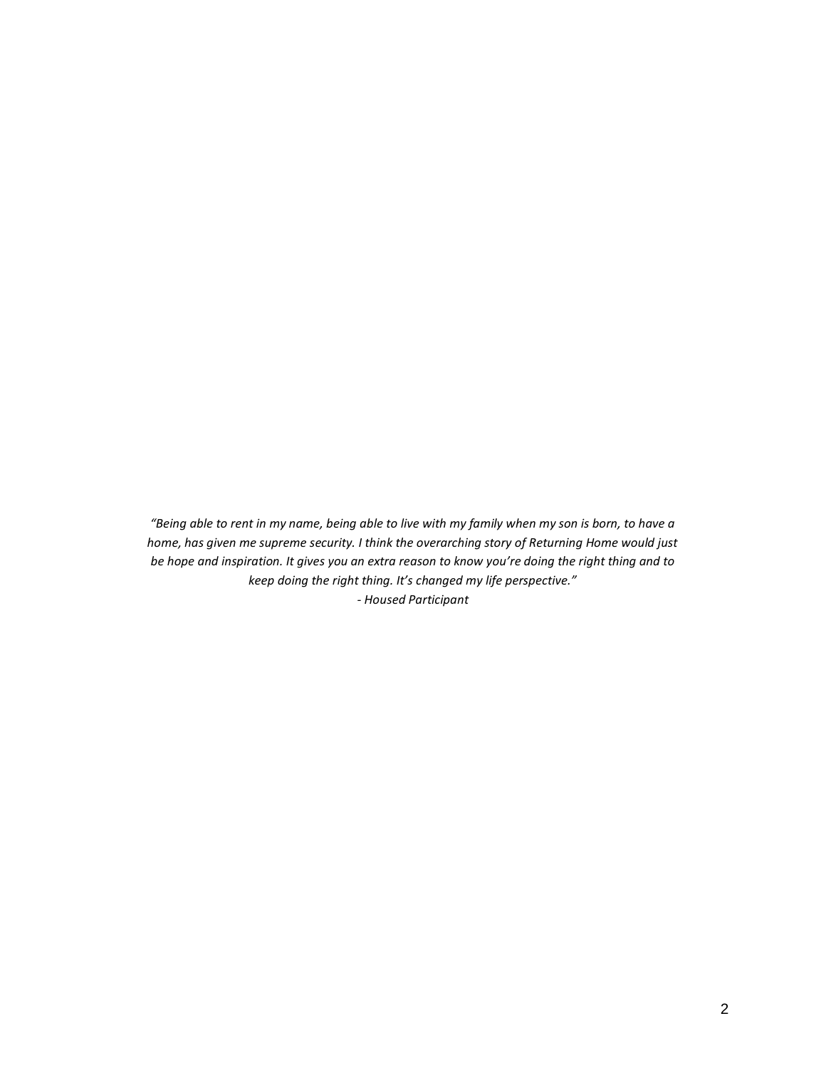*"Being able to rent in my name, being able to live with my family when my son is born, to have a home, has given me supreme security. I think the overarching story of Returning Home would just be hope and inspiration. It gives you an extra reason to know you're doing the right thing and to keep doing the right thing. It's changed my life perspective."*

*- Housed Participant*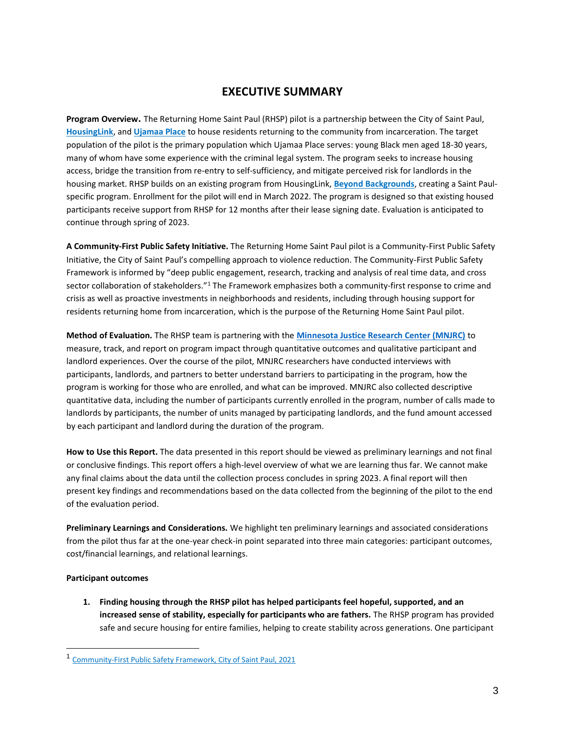# EXECUTIVE SUMMARY

**Program Overview.** The Returning Home Saint Paul (RHSP) pilot is a partnership between the City of Saint Paul, **HousingLink**, and **Ujamaa Place** to house residents returning to the community from incarceration. The target population of the pilot is the primary population which Ujamaa Place serves: young Black men aged 18-30 years, many of whom have some experience with the criminal legal system. The program seeks to increase housing access, bridge the transition from re-entry to self-sufficiency, and mitigate perceived risk for landlords in the housing market. RHSP builds on an existing program from HousingLink, **Beyond Backgrounds**, creating a Saint Paul-specific program. Enrollment for the pilot will end in March 2022. The program is designed so that existing housed participants receive support from RHSP for 12 months after their lease signing date. Evaluation is anticipated to continue through spring of 2023.

**A Community-First Public Safety Initiative.** The Returning Home Saint Paul pilot is a Community-First Public Safety Initiative, the City of Saint Paul's compelling approach to violence reduction. The Community-First Public Safety Framework is informed by "deep public engagement, research, tracking and analysis of real time data, and cross sector collaboration of stakeholders."[1] The Framework emphasizes both a community-first response to crime and crisis as well as proactive investments in neighborhoods and residents, including through housing support for residents returning home from incarceration, which is the purpose of the Returning Home Saint Paul pilot.

**Method of Evaluation.** The RHSP team is partnering with the **Minnesota Justice Research Center (MNJRC)** to measure, track, and report on program impact through quantitative outcomes and qualitative participant and landlord experiences. Over the course of the pilot, MNJRC researchers have conducted interviews with participants, landlords, and partners to better understand barriers to participating in the program, how the program is working for those who are enrolled, and what can be improved. MNJRC also collected descriptive quantitative data, including the number of participants currently enrolled in the program, number of calls made to landlords by participants, the number of units managed by participating landlords, and the fund amount accessed by each participant and landlord during the duration of the program.

**How to Use this Report.** The data presented in this report should be viewed as preliminary learnings and not final or conclusive findings. This report offers a high-level overview of what we are learning thus far. We cannot make any final claims about the data until the collection process concludes in spring 2023. A final report will then present key findings and recommendations based on the data collected from the beginning of the pilot to the end of the evaluation period.

**Preliminary Learnings and Considerations.** We highlight ten preliminary learnings and associated considerations from the pilot thus far at the one-year check-in point separated into three main categories: participant outcomes, cost/financial learnings, and relational learnings.

**Participant outcomes**

1. **Finding housing through the RHSP pilot has helped participants feel hopeful, supported, and an increased sense of stability, especially for participants who are fathers.** The RHSP program has provided safe and secure housing for entire families, helping to create stability across generations. One participant

[1] Community-First Public Safety Framework, City of Saint Paul, 2021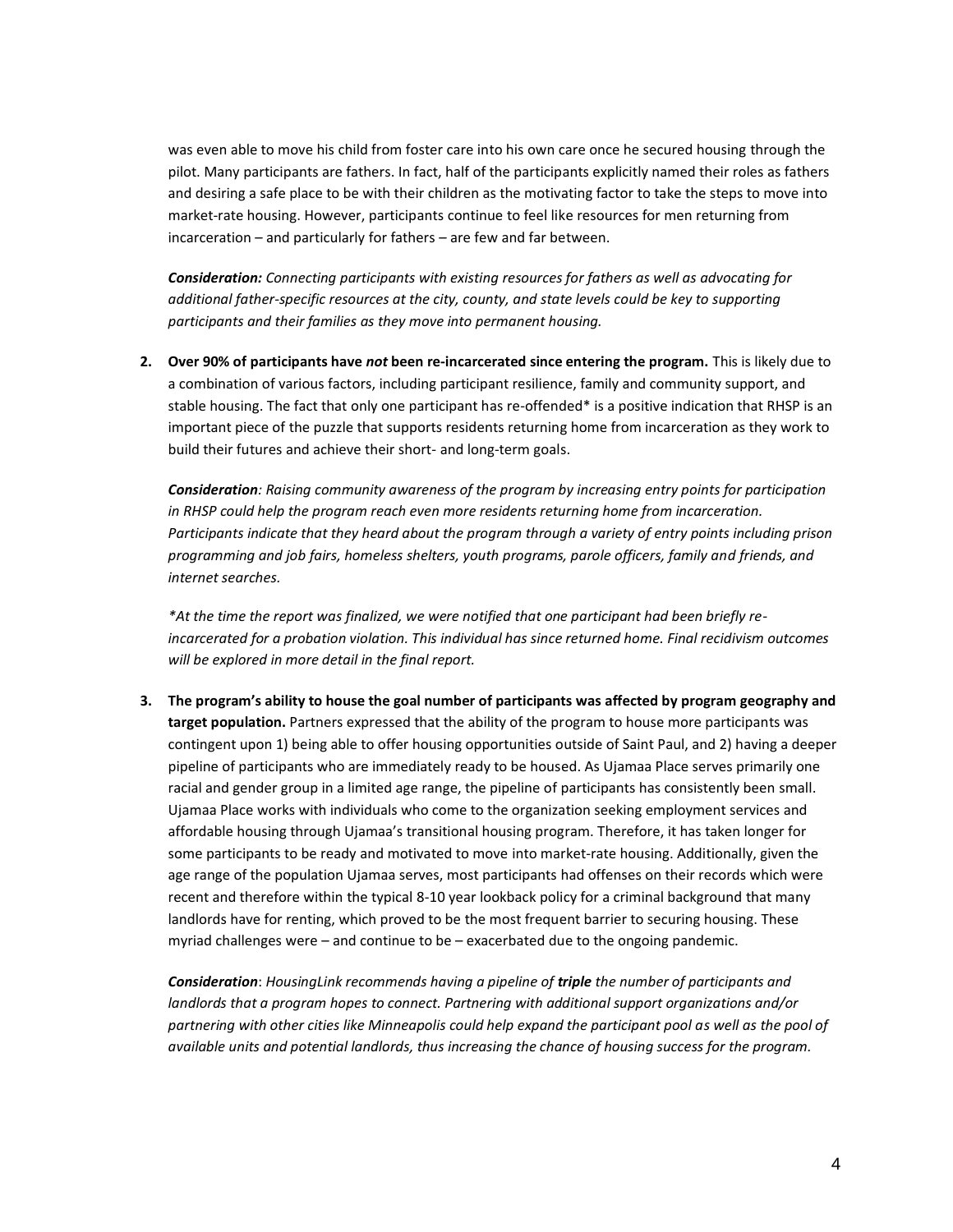was even able to move his child from foster care into his own care once he secured housing through the pilot. Many participants are fathers. In fact, half of the participants explicitly named their roles as fathers and desiring a safe place to be with their children as the motivating factor to take the steps to move into market-rate housing. However, participants continue to feel like resources for men returning from incarceration – and particularly for fathers – are few and far between.

***Consideration:*** *Connecting participants with existing resources for fathers as well as advocating for additional father-specific resources at the city, county, and state levels could be key to supporting participants and their families as they move into permanent housing.*

2. **Over 90% of participants have *not* been re-incarcerated since entering the program.** This is likely due to a combination of various factors, including participant resilience, family and community support, and stable housing. The fact that only one participant has re-offended* is a positive indication that RHSP is an important piece of the puzzle that supports residents returning home from incarceration as they work to build their futures and achieve their short- and long-term goals.

   ***Consideration****: Raising community awareness of the program by increasing entry points for participation in RHSP could help the program reach even more residents returning home from incarceration. Participants indicate that they heard about the program through a variety of entry points including prison programming and job fairs, homeless shelters, youth programs, parole officers, family and friends, and internet searches.*

   **At the time the report was finalized, we were notified that one participant had been briefly re-incarcerated for a probation violation. This individual has since returned home. Final recidivism outcomes will be explored in more detail in the final report.*

3. **The program's ability to house the goal number of participants was affected by program geography and target population.** Partners expressed that the ability of the program to house more participants was contingent upon 1) being able to offer housing opportunities outside of Saint Paul, and 2) having a deeper pipeline of participants who are immediately ready to be housed. As Ujamaa Place serves primarily one racial and gender group in a limited age range, the pipeline of participants has consistently been small. Ujamaa Place works with individuals who come to the organization seeking employment services and affordable housing through Ujamaa's transitional housing program. Therefore, it has taken longer for some participants to be ready and motivated to move into market-rate housing. Additionally, given the age range of the population Ujamaa serves, most participants had offenses on their records which were recent and therefore within the typical 8-10 year lookback policy for a criminal background that many landlords have for renting, which proved to be the most frequent barrier to securing housing. These myriad challenges were – and continue to be – exacerbated due to the ongoing pandemic.

   ***Consideration****: HousingLink recommends having a pipeline of **triple** the number of participants and landlords that a program hopes to connect. Partnering with additional support organizations and/or partnering with other cities like Minneapolis could help expand the participant pool as well as the pool of available units and potential landlords, thus increasing the chance of housing success for the program.*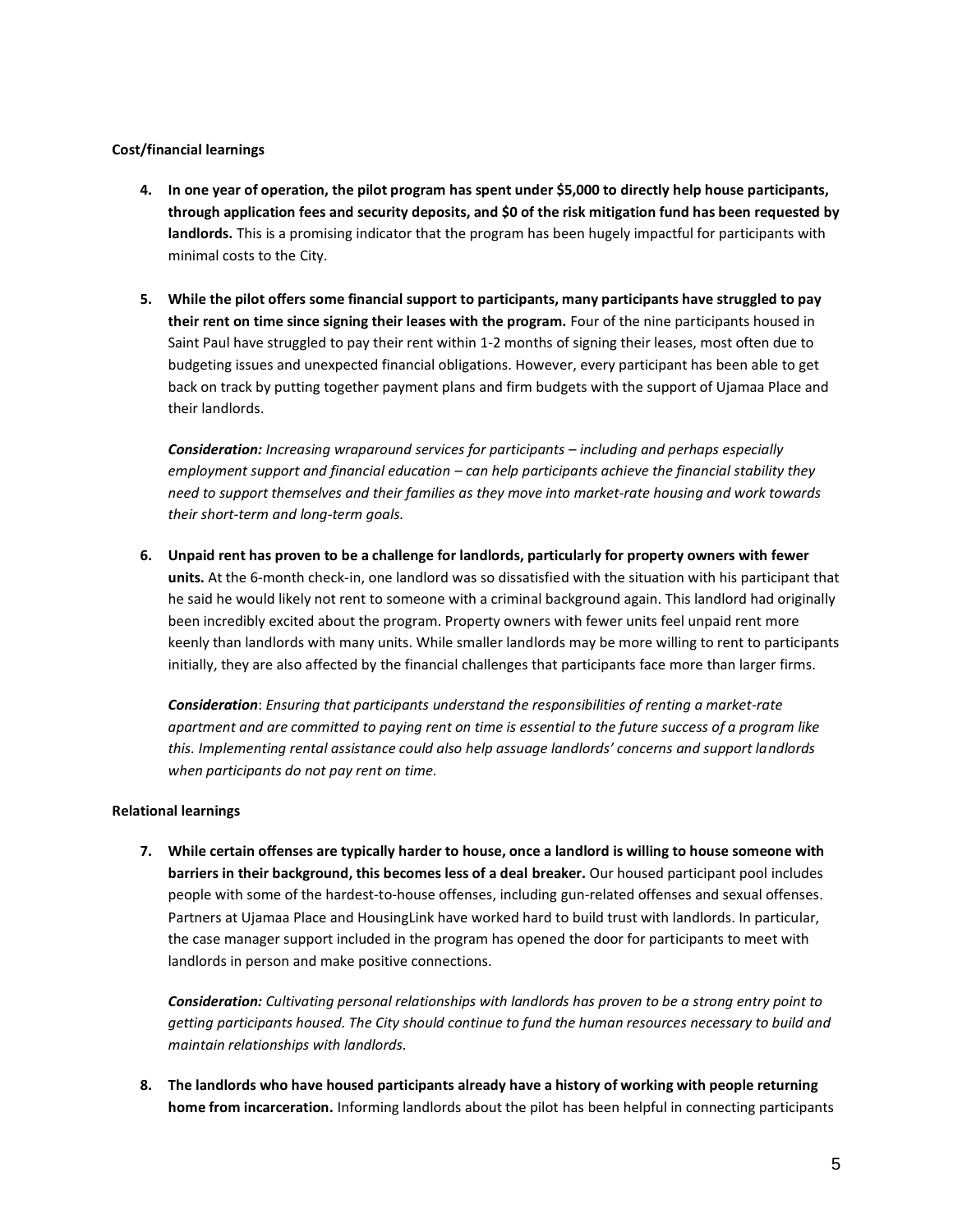**Cost/financial learnings**

4. **In one year of operation, the pilot program has spent under $5,000 to directly help house participants, through application fees and security deposits, and $0 of the risk mitigation fund has been requested by landlords.** This is a promising indicator that the program has been hugely impactful for participants with minimal costs to the City.

5. **While the pilot offers some financial support to participants, many participants have struggled to pay their rent on time since signing their leases with the program.** Four of the nine participants housed in Saint Paul have struggled to pay their rent within 1-2 months of signing their leases, most often due to budgeting issues and unexpected financial obligations. However, every participant has been able to get back on track by putting together payment plans and firm budgets with the support of Ujamaa Place and their landlords.

   ***Consideration:*** *Increasing wraparound services for participants – including and perhaps especially employment support and financial education – can help participants achieve the financial stability they need to support themselves and their families as they move into market-rate housing and work towards their short-term and long-term goals.*

6. **Unpaid rent has proven to be a challenge for landlords, particularly for property owners with fewer units.** At the 6-month check-in, one landlord was so dissatisfied with the situation with his participant that he said he would likely not rent to someone with a criminal background again. This landlord had originally been incredibly excited about the program. Property owners with fewer units feel unpaid rent more keenly than landlords with many units. While smaller landlords may be more willing to rent to participants initially, they are also affected by the financial challenges that participants face more than larger firms.

   ***Consideration***: *Ensuring that participants understand the responsibilities of renting a market-rate apartment and are committed to paying rent on time is essential to the future success of a program like this. Implementing rental assistance could also help assuage landlords' concerns and support landlords when participants do not pay rent on time.*

**Relational learnings**

7. **While certain offenses are typically harder to house, once a landlord is willing to house someone with barriers in their background, this becomes less of a deal breaker.** Our housed participant pool includes people with some of the hardest-to-house offenses, including gun-related offenses and sexual offenses. Partners at Ujamaa Place and HousingLink have worked hard to build trust with landlords. In particular, the case manager support included in the program has opened the door for participants to meet with landlords in person and make positive connections.

   ***Consideration:*** *Cultivating personal relationships with landlords has proven to be a strong entry point to getting participants housed. The City should continue to fund the human resources necessary to build and maintain relationships with landlords.*

8. **The landlords who have housed participants already have a history of working with people returning home from incarceration.** Informing landlords about the pilot has been helpful in connecting participants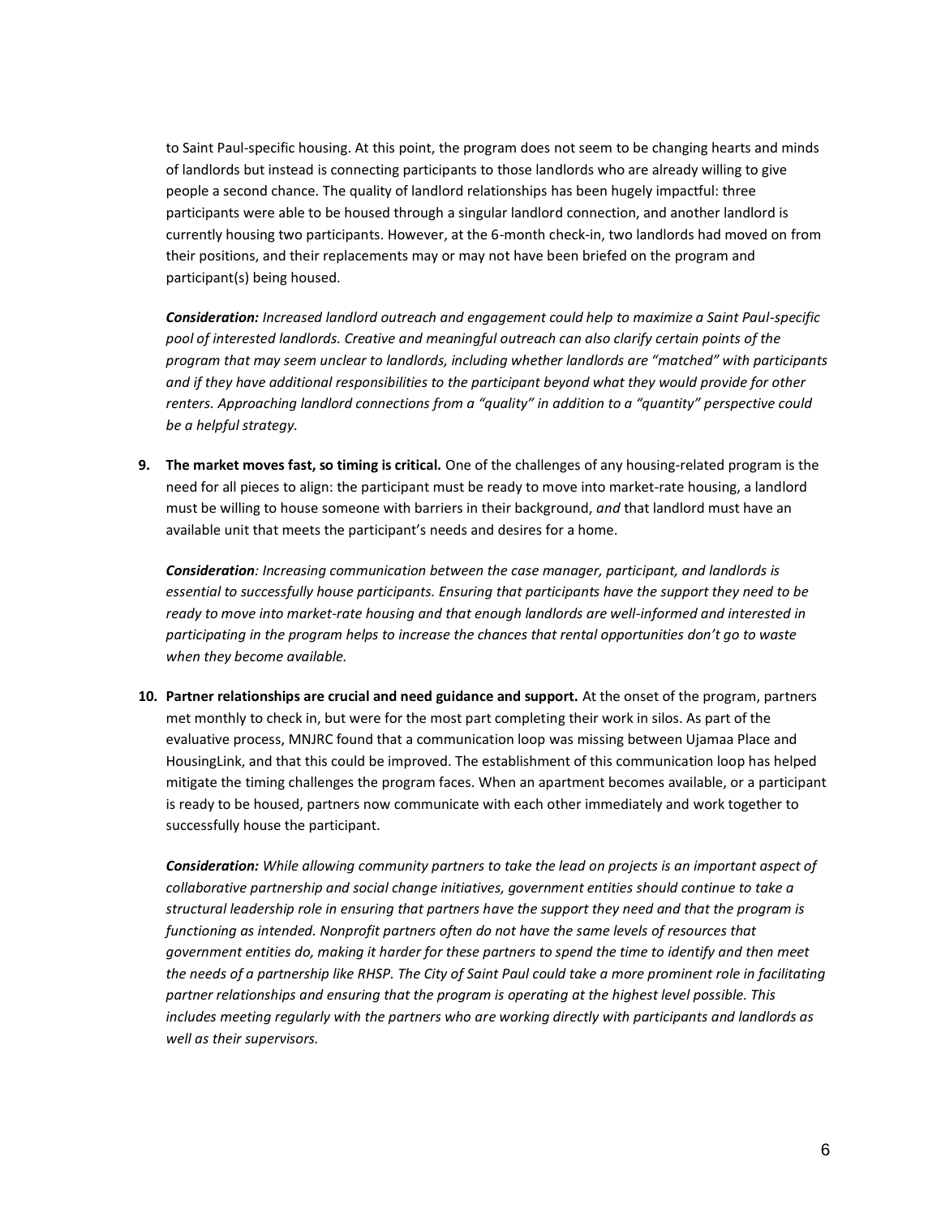to Saint Paul-specific housing. At this point, the program does not seem to be changing hearts and minds of landlords but instead is connecting participants to those landlords who are already willing to give people a second chance. The quality of landlord relationships has been hugely impactful: three participants were able to be housed through a singular landlord connection, and another landlord is currently housing two participants. However, at the 6-month check-in, two landlords had moved on from their positions, and their replacements may or may not have been briefed on the program and participant(s) being housed.

***Consideration:*** *Increased landlord outreach and engagement could help to maximize a Saint Paul-specific pool of interested landlords. Creative and meaningful outreach can also clarify certain points of the program that may seem unclear to landlords, including whether landlords are "matched" with participants and if they have additional responsibilities to the participant beyond what they would provide for other renters. Approaching landlord connections from a "quality" in addition to a "quantity" perspective could be a helpful strategy.*

9. **The market moves fast, so timing is critical.** One of the challenges of any housing-related program is the need for all pieces to align: the participant must be ready to move into market-rate housing, a landlord must be willing to house someone with barriers in their background, *and* that landlord must have an available unit that meets the participant's needs and desires for a home.

   ***Consideration****: Increasing communication between the case manager, participant, and landlords is essential to successfully house participants. Ensuring that participants have the support they need to be ready to move into market-rate housing and that enough landlords are well-informed and interested in participating in the program helps to increase the chances that rental opportunities don't go to waste when they become available.*

10. **Partner relationships are crucial and need guidance and support.** At the onset of the program, partners met monthly to check in, but were for the most part completing their work in silos. As part of the evaluative process, MNJRC found that a communication loop was missing between Ujamaa Place and HousingLink, and that this could be improved. The establishment of this communication loop has helped mitigate the timing challenges the program faces. When an apartment becomes available, or a participant is ready to be housed, partners now communicate with each other immediately and work together to successfully house the participant.

    ***Consideration:*** *While allowing community partners to take the lead on projects is an important aspect of collaborative partnership and social change initiatives, government entities should continue to take a structural leadership role in ensuring that partners have the support they need and that the program is functioning as intended. Nonprofit partners often do not have the same levels of resources that government entities do, making it harder for these partners to spend the time to identify and then meet the needs of a partnership like RHSP. The City of Saint Paul could take a more prominent role in facilitating partner relationships and ensuring that the program is operating at the highest level possible. This includes meeting regularly with the partners who are working directly with participants and landlords as well as their supervisors.*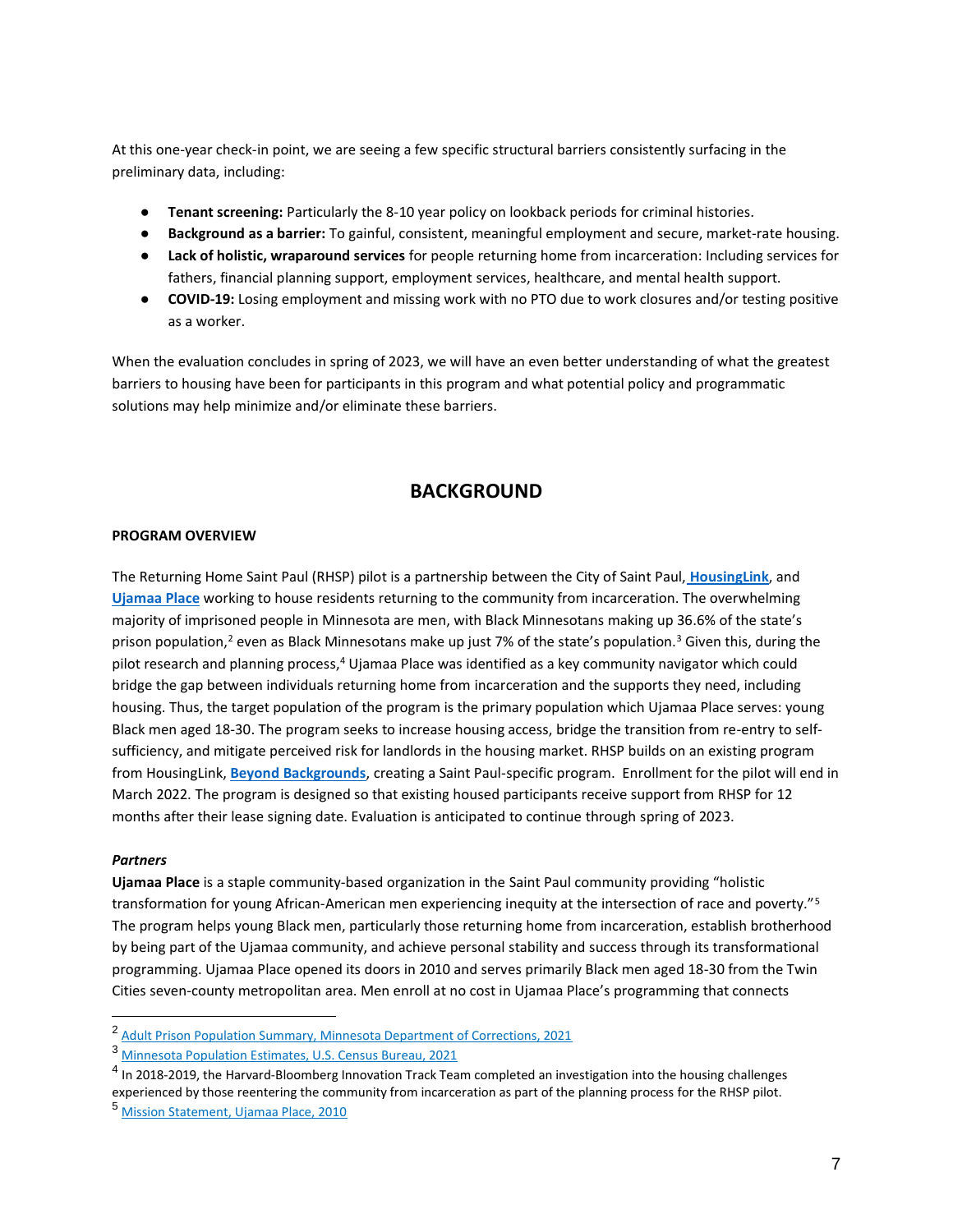At this one-year check-in point, we are seeing a few specific structural barriers consistently surfacing in the preliminary data, including:

- **Tenant screening:** Particularly the 8-10 year policy on lookback periods for criminal histories.
- **Background as a barrier:** To gainful, consistent, meaningful employment and secure, market-rate housing.
- **Lack of holistic, wraparound services** for people returning home from incarceration: Including services for fathers, financial planning support, employment services, healthcare, and mental health support.
- **COVID-19:** Losing employment and missing work with no PTO due to work closures and/or testing positive as a worker.

When the evaluation concludes in spring of 2023, we will have an even better understanding of what the greatest barriers to housing have been for participants in this program and what potential policy and programmatic solutions may help minimize and/or eliminate these barriers.

## BACKGROUND

### PROGRAM OVERVIEW

The Returning Home Saint Paul (RHSP) pilot is a partnership between the City of Saint Paul, HousingLink, and Ujamaa Place working to house residents returning to the community from incarceration. The overwhelming majority of imprisoned people in Minnesota are men, with Black Minnesotans making up 36.6% of the state's prison population,[2] even as Black Minnesotans make up just 7% of the state's population.[3] Given this, during the pilot research and planning process,[4] Ujamaa Place was identified as a key community navigator which could bridge the gap between individuals returning home from incarceration and the supports they need, including housing. Thus, the target population of the program is the primary population which Ujamaa Place serves: young Black men aged 18-30. The program seeks to increase housing access, bridge the transition from re-entry to self-sufficiency, and mitigate perceived risk for landlords in the housing market. RHSP builds on an existing program from HousingLink, Beyond Backgrounds, creating a Saint Paul-specific program. Enrollment for the pilot will end in March 2022. The program is designed so that existing housed participants receive support from RHSP for 12 months after their lease signing date. Evaluation is anticipated to continue through spring of 2023.

*Partners*

**Ujamaa Place** is a staple community-based organization in the Saint Paul community providing "holistic transformation for young African-American men experiencing inequity at the intersection of race and poverty."[5] The program helps young Black men, particularly those returning home from incarceration, establish brotherhood by being part of the Ujamaa community, and achieve personal stability and success through its transformational programming. Ujamaa Place opened its doors in 2010 and serves primarily Black men aged 18-30 from the Twin Cities seven-county metropolitan area. Men enroll at no cost in Ujamaa Place's programming that connects

---

[2] Adult Prison Population Summary, Minnesota Department of Corrections, 2021

[3] Minnesota Population Estimates, U.S. Census Bureau, 2021

[4] In 2018-2019, the Harvard-Bloomberg Innovation Track Team completed an investigation into the housing challenges experienced by those reentering the community from incarceration as part of the planning process for the RHSP pilot.

[5] Mission Statement, Ujamaa Place, 2010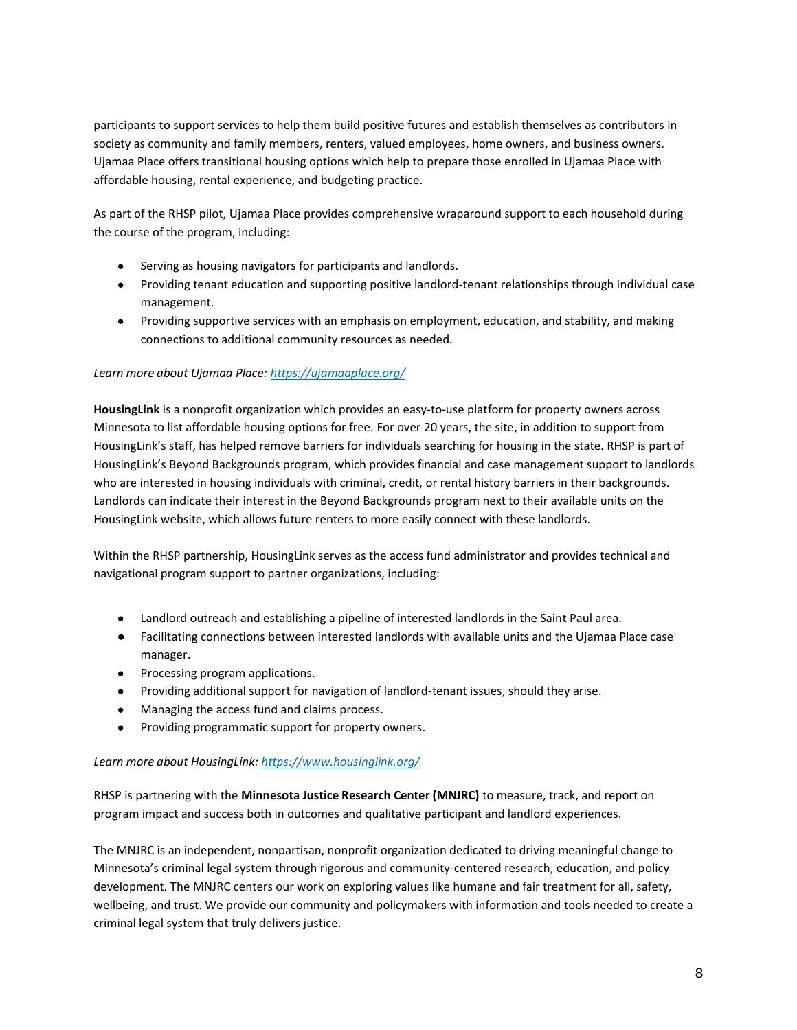participants to support services to help them build positive futures and establish themselves as contributors in society as community and family members, renters, valued employees, home owners, and business owners. Ujamaa Place offers transitional housing options which help to prepare those enrolled in Ujamaa Place with affordable housing, rental experience, and budgeting practice.

As part of the RHSP pilot, Ujamaa Place provides comprehensive wraparound support to each household during the course of the program, including:

- Serving as housing navigators for participants and landlords.
- Providing tenant education and supporting positive landlord-tenant relationships through individual case management.
- Providing supportive services with an emphasis on employment, education, and stability, and making connections to additional community resources as needed.

*Learn more about Ujamaa Place: [https://ujamaaplace.org/](https://ujamaaplace.org/)*

**HousingLink** is a nonprofit organization which provides an easy-to-use platform for property owners across Minnesota to list affordable housing options for free. For over 20 years, the site, in addition to support from HousingLink's staff, has helped remove barriers for individuals searching for housing in the state. RHSP is part of HousingLink's Beyond Backgrounds program, which provides financial and case management support to landlords who are interested in housing individuals with criminal, credit, or rental history barriers in their backgrounds. Landlords can indicate their interest in the Beyond Backgrounds program next to their available units on the HousingLink website, which allows future renters to more easily connect with these landlords.

Within the RHSP partnership, HousingLink serves as the access fund administrator and provides technical and navigational program support to partner organizations, including:

- Landlord outreach and establishing a pipeline of interested landlords in the Saint Paul area.
- Facilitating connections between interested landlords with available units and the Ujamaa Place case manager.
- Processing program applications.
- Providing additional support for navigation of landlord-tenant issues, should they arise.
- Managing the access fund and claims process.
- Providing programmatic support for property owners.

*Learn more about HousingLink: [https://www.housinglink.org/](https://www.housinglink.org/)*

RHSP is partnering with the **Minnesota Justice Research Center (MNJRC)** to measure, track, and report on program impact and success both in outcomes and qualitative participant and landlord experiences.

The MNJRC is an independent, nonpartisan, nonprofit organization dedicated to driving meaningful change to Minnesota's criminal legal system through rigorous and community-centered research, education, and policy development. The MNJRC centers our work on exploring values like humane and fair treatment for all, safety, wellbeing, and trust. We provide our community and policymakers with information and tools needed to create a criminal legal system that truly delivers justice.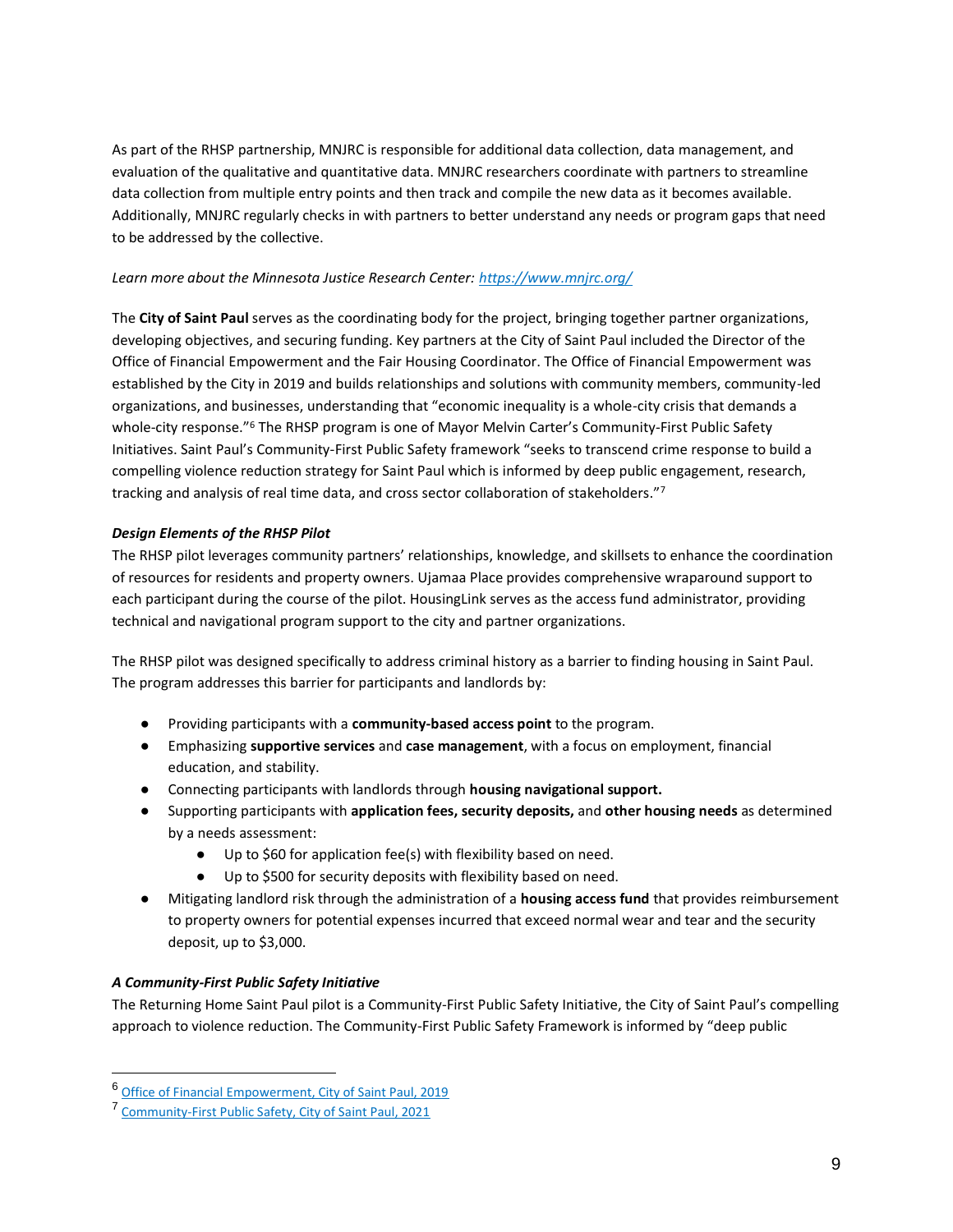As part of the RHSP partnership, MNJRC is responsible for additional data collection, data management, and evaluation of the qualitative and quantitative data. MNJRC researchers coordinate with partners to streamline data collection from multiple entry points and then track and compile the new data as it becomes available. Additionally, MNJRC regularly checks in with partners to better understand any needs or program gaps that need to be addressed by the collective.

*Learn more about the Minnesota Justice Research Center: [https://www.mnjrc.org/](https://www.mnjrc.org/)*

The **City of Saint Paul** serves as the coordinating body for the project, bringing together partner organizations, developing objectives, and securing funding. Key partners at the City of Saint Paul included the Director of the Office of Financial Empowerment and the Fair Housing Coordinator. The Office of Financial Empowerment was established by the City in 2019 and builds relationships and solutions with community members, community-led organizations, and businesses, understanding that "economic inequality is a whole-city crisis that demands a whole-city response."[6] The RHSP program is one of Mayor Melvin Carter's Community-First Public Safety Initiatives. Saint Paul's Community-First Public Safety framework "seeks to transcend crime response to build a compelling violence reduction strategy for Saint Paul which is informed by deep public engagement, research, tracking and analysis of real time data, and cross sector collaboration of stakeholders."[7]

***Design Elements of the RHSP Pilot***

The RHSP pilot leverages community partners' relationships, knowledge, and skillsets to enhance the coordination of resources for residents and property owners. Ujamaa Place provides comprehensive wraparound support to each participant during the course of the pilot. HousingLink serves as the access fund administrator, providing technical and navigational program support to the city and partner organizations.

The RHSP pilot was designed specifically to address criminal history as a barrier to finding housing in Saint Paul. The program addresses this barrier for participants and landlords by:

- Providing participants with a **community-based access point** to the program.
- Emphasizing **supportive services** and **case management**, with a focus on employment, financial education, and stability.
- Connecting participants with landlords through **housing navigational support.**
- Supporting participants with **application fees, security deposits,** and **other housing needs** as determined by a needs assessment:
  - Up to $60 for application fee(s) with flexibility based on need.
  - Up to $500 for security deposits with flexibility based on need.
- Mitigating landlord risk through the administration of a **housing access fund** that provides reimbursement to property owners for potential expenses incurred that exceed normal wear and tear and the security deposit, up to $3,000.

***A Community-First Public Safety Initiative***

The Returning Home Saint Paul pilot is a Community-First Public Safety Initiative, the City of Saint Paul's compelling approach to violence reduction. The Community-First Public Safety Framework is informed by "deep public

---

[6] Office of Financial Empowerment, City of Saint Paul, 2019

[7] Community-First Public Safety, City of Saint Paul, 2021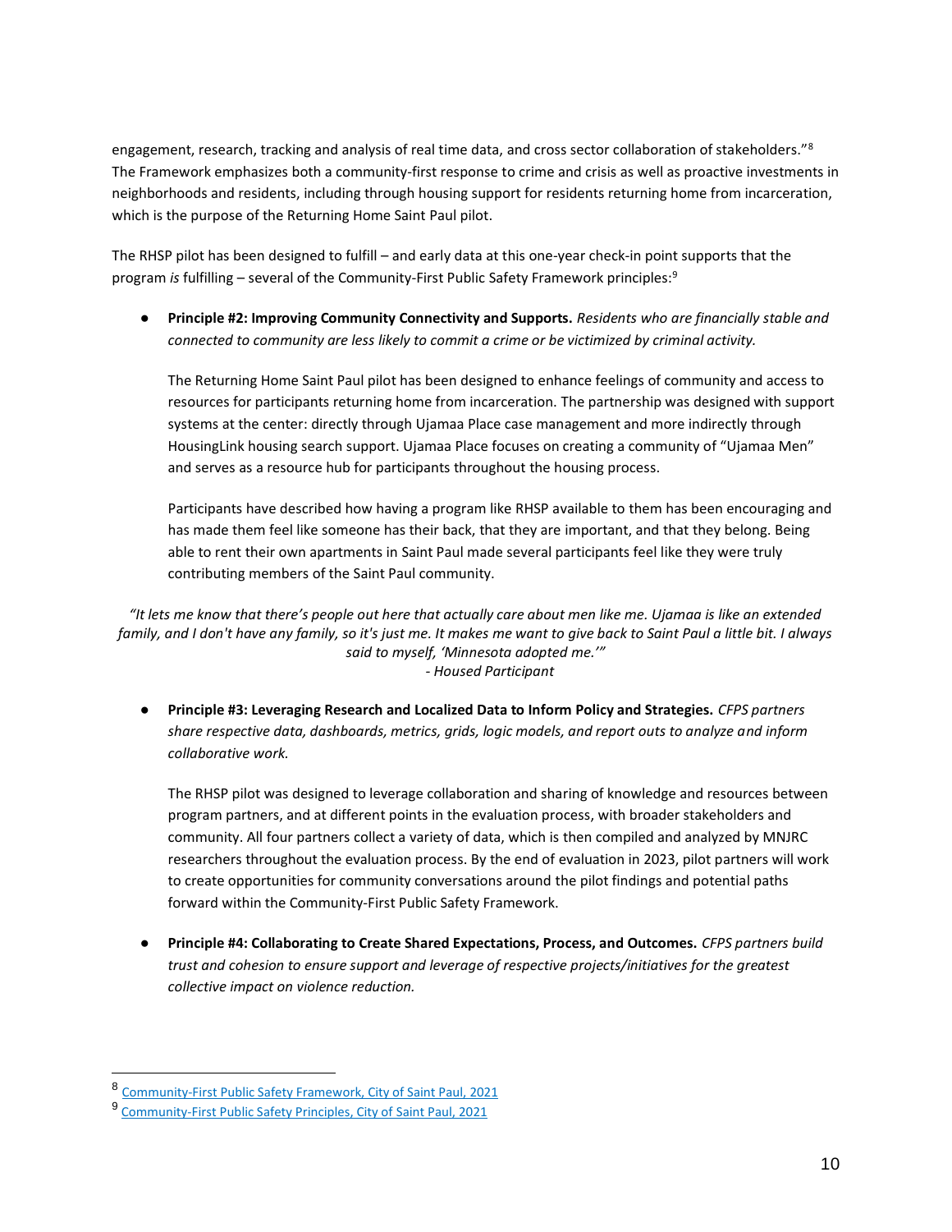engagement, research, tracking and analysis of real time data, and cross sector collaboration of stakeholders."[8] The Framework emphasizes both a community-first response to crime and crisis as well as proactive investments in neighborhoods and residents, including through housing support for residents returning home from incarceration, which is the purpose of the Returning Home Saint Paul pilot.

The RHSP pilot has been designed to fulfill – and early data at this one-year check-in point supports that the program *is* fulfilling – several of the Community-First Public Safety Framework principles:[9]

- **Principle #2: Improving Community Connectivity and Supports.** *Residents who are financially stable and connected to community are less likely to commit a crime or be victimized by criminal activity.*

  The Returning Home Saint Paul pilot has been designed to enhance feelings of community and access to resources for participants returning home from incarceration. The partnership was designed with support systems at the center: directly through Ujamaa Place case management and more indirectly through HousingLink housing search support. Ujamaa Place focuses on creating a community of "Ujamaa Men" and serves as a resource hub for participants throughout the housing process.

  Participants have described how having a program like RHSP available to them has been encouraging and has made them feel like someone has their back, that they are important, and that they belong. Being able to rent their own apartments in Saint Paul made several participants feel like they were truly contributing members of the Saint Paul community.

*"It lets me know that there's people out here that actually care about men like me. Ujamaa is like an extended family, and I don't have any family, so it's just me. It makes me want to give back to Saint Paul a little bit. I always said to myself, 'Minnesota adopted me.'"*
*- Housed Participant*

- **Principle #3: Leveraging Research and Localized Data to Inform Policy and Strategies.** *CFPS partners share respective data, dashboards, metrics, grids, logic models, and report outs to analyze and inform collaborative work.*

  The RHSP pilot was designed to leverage collaboration and sharing of knowledge and resources between program partners, and at different points in the evaluation process, with broader stakeholders and community. All four partners collect a variety of data, which is then compiled and analyzed by MNJRC researchers throughout the evaluation process. By the end of evaluation in 2023, pilot partners will work to create opportunities for community conversations around the pilot findings and potential paths forward within the Community-First Public Safety Framework.

- **Principle #4: Collaborating to Create Shared Expectations, Process, and Outcomes.** *CFPS partners build trust and cohesion to ensure support and leverage of respective projects/initiatives for the greatest collective impact on violence reduction.*

[8] Community-First Public Safety Framework, City of Saint Paul, 2021

[9] Community-First Public Safety Principles, City of Saint Paul, 2021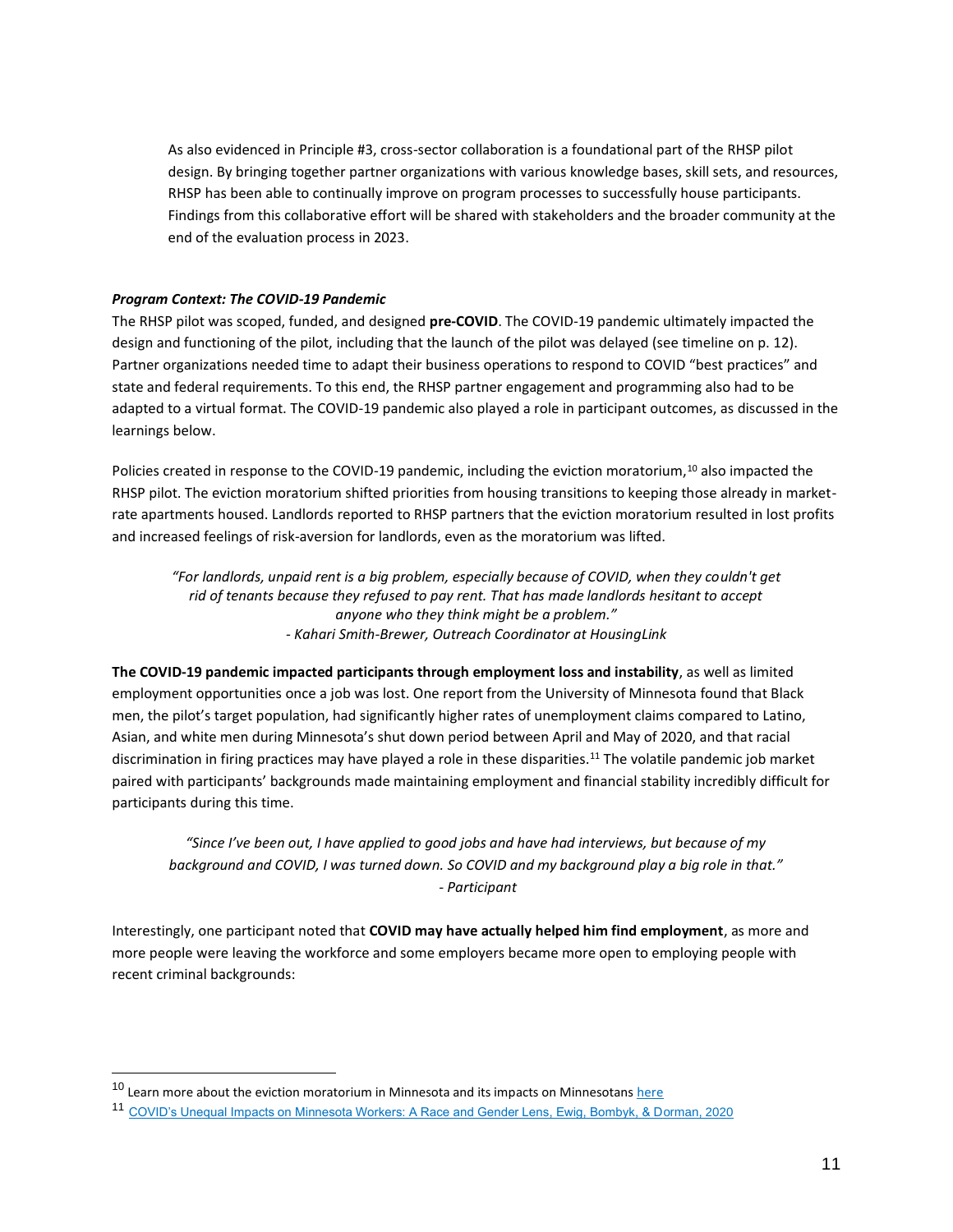As also evidenced in Principle #3, cross-sector collaboration is a foundational part of the RHSP pilot design. By bringing together partner organizations with various knowledge bases, skill sets, and resources, RHSP has been able to continually improve on program processes to successfully house participants. Findings from this collaborative effort will be shared with stakeholders and the broader community at the end of the evaluation process in 2023.

***Program Context: The COVID-19 Pandemic***

The RHSP pilot was scoped, funded, and designed **pre-COVID**. The COVID-19 pandemic ultimately impacted the design and functioning of the pilot, including that the launch of the pilot was delayed (see timeline on p. 12). Partner organizations needed time to adapt their business operations to respond to COVID "best practices" and state and federal requirements. To this end, the RHSP partner engagement and programming also had to be adapted to a virtual format. The COVID-19 pandemic also played a role in participant outcomes, as discussed in the learnings below.

Policies created in response to the COVID-19 pandemic, including the eviction moratorium,[10] also impacted the RHSP pilot. The eviction moratorium shifted priorities from housing transitions to keeping those already in market-rate apartments housed. Landlords reported to RHSP partners that the eviction moratorium resulted in lost profits and increased feelings of risk-aversion for landlords, even as the moratorium was lifted.

> *"For landlords, unpaid rent is a big problem, especially because of COVID, when they couldn't get rid of tenants because they refused to pay rent. That has made landlords hesitant to accept anyone who they think might be a problem."*
> *- Kahari Smith-Brewer, Outreach Coordinator at HousingLink*

**The COVID-19 pandemic impacted participants through employment loss and instability**, as well as limited employment opportunities once a job was lost. One report from the University of Minnesota found that Black men, the pilot's target population, had significantly higher rates of unemployment claims compared to Latino, Asian, and white men during Minnesota's shut down period between April and May of 2020, and that racial discrimination in firing practices may have played a role in these disparities.[11] The volatile pandemic job market paired with participants' backgrounds made maintaining employment and financial stability incredibly difficult for participants during this time.

> *"Since I've been out, I have applied to good jobs and have had interviews, but because of my background and COVID, I was turned down. So COVID and my background play a big role in that."*
> *- Participant*

Interestingly, one participant noted that **COVID may have actually helped him find employment**, as more and more people were leaving the workforce and some employers became more open to employing people with recent criminal backgrounds:

---

[10] Learn more about the eviction moratorium in Minnesota and its impacts on Minnesotans here

[11] COVID's Unequal Impacts on Minnesota Workers: A Race and Gender Lens, Ewig, Bombyk, & Dorman, 2020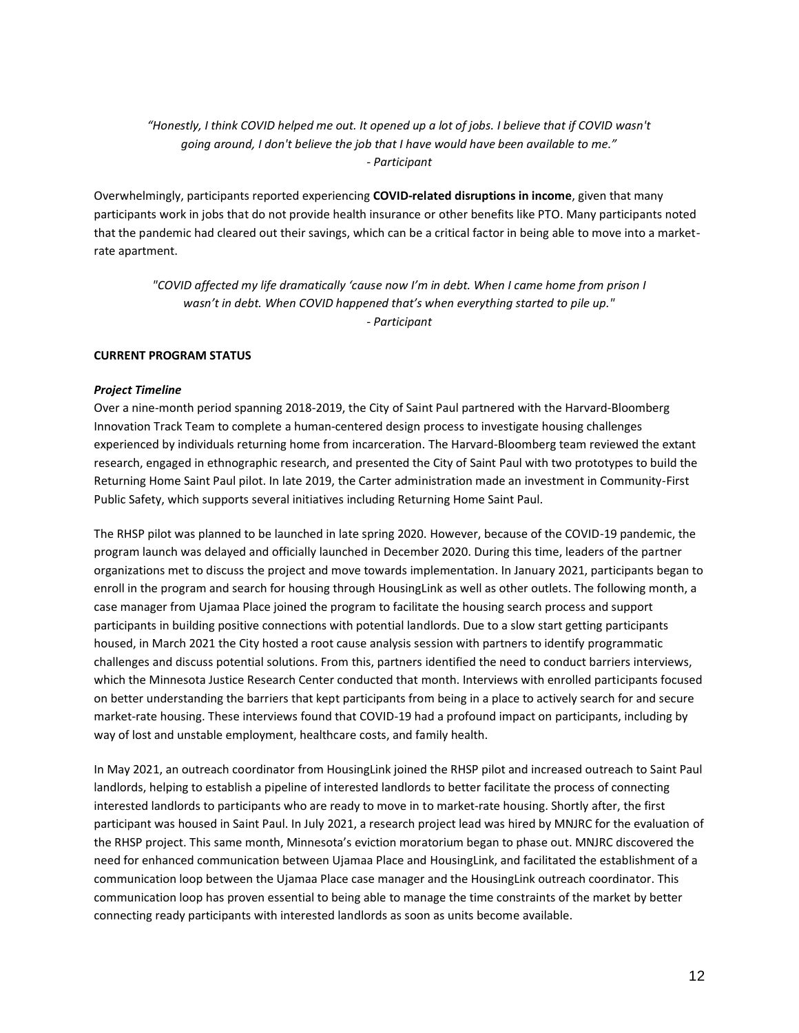*"Honestly, I think COVID helped me out. It opened up a lot of jobs. I believe that if COVID wasn't going around, I don't believe the job that I have would have been available to me."*
*- Participant*

Overwhelmingly, participants reported experiencing **COVID-related disruptions in income**, given that many participants work in jobs that do not provide health insurance or other benefits like PTO. Many participants noted that the pandemic had cleared out their savings, which can be a critical factor in being able to move into a market-rate apartment.

*"COVID affected my life dramatically 'cause now I'm in debt. When I came home from prison I wasn't in debt. When COVID happened that's when everything started to pile up."*
*- Participant*

## CURRENT PROGRAM STATUS

### *Project Timeline*

Over a nine-month period spanning 2018-2019, the City of Saint Paul partnered with the Harvard-Bloomberg Innovation Track Team to complete a human-centered design process to investigate housing challenges experienced by individuals returning home from incarceration. The Harvard-Bloomberg team reviewed the extant research, engaged in ethnographic research, and presented the City of Saint Paul with two prototypes to build the Returning Home Saint Paul pilot. In late 2019, the Carter administration made an investment in Community-First Public Safety, which supports several initiatives including Returning Home Saint Paul.

The RHSP pilot was planned to be launched in late spring 2020. However, because of the COVID-19 pandemic, the program launch was delayed and officially launched in December 2020. During this time, leaders of the partner organizations met to discuss the project and move towards implementation. In January 2021, participants began to enroll in the program and search for housing through HousingLink as well as other outlets. The following month, a case manager from Ujamaa Place joined the program to facilitate the housing search process and support participants in building positive connections with potential landlords. Due to a slow start getting participants housed, in March 2021 the City hosted a root cause analysis session with partners to identify programmatic challenges and discuss potential solutions. From this, partners identified the need to conduct barriers interviews, which the Minnesota Justice Research Center conducted that month. Interviews with enrolled participants focused on better understanding the barriers that kept participants from being in a place to actively search for and secure market-rate housing. These interviews found that COVID-19 had a profound impact on participants, including by way of lost and unstable employment, healthcare costs, and family health.

In May 2021, an outreach coordinator from HousingLink joined the RHSP pilot and increased outreach to Saint Paul landlords, helping to establish a pipeline of interested landlords to better facilitate the process of connecting interested landlords to participants who are ready to move in to market-rate housing. Shortly after, the first participant was housed in Saint Paul. In July 2021, a research project lead was hired by MNJRC for the evaluation of the RHSP project. This same month, Minnesota's eviction moratorium began to phase out. MNJRC discovered the need for enhanced communication between Ujamaa Place and HousingLink, and facilitated the establishment of a communication loop between the Ujamaa Place case manager and the HousingLink outreach coordinator. This communication loop has proven essential to being able to manage the time constraints of the market by better connecting ready participants with interested landlords as soon as units become available.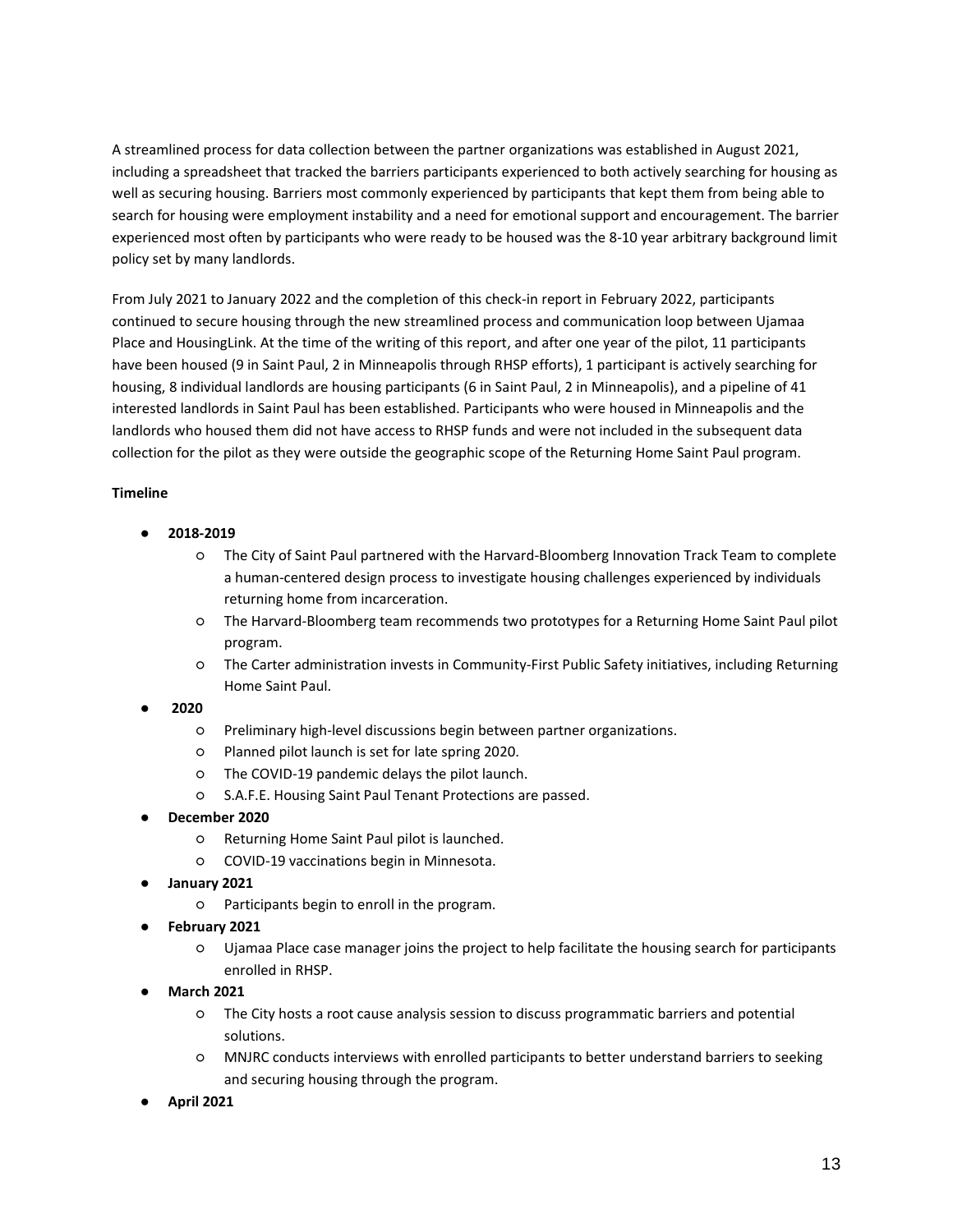A streamlined process for data collection between the partner organizations was established in August 2021, including a spreadsheet that tracked the barriers participants experienced to both actively searching for housing as well as securing housing. Barriers most commonly experienced by participants that kept them from being able to search for housing were employment instability and a need for emotional support and encouragement. The barrier experienced most often by participants who were ready to be housed was the 8-10 year arbitrary background limit policy set by many landlords.

From July 2021 to January 2022 and the completion of this check-in report in February 2022, participants continued to secure housing through the new streamlined process and communication loop between Ujamaa Place and HousingLink. At the time of the writing of this report, and after one year of the pilot, 11 participants have been housed (9 in Saint Paul, 2 in Minneapolis through RHSP efforts), 1 participant is actively searching for housing, 8 individual landlords are housing participants (6 in Saint Paul, 2 in Minneapolis), and a pipeline of 41 interested landlords in Saint Paul has been established. Participants who were housed in Minneapolis and the landlords who housed them did not have access to RHSP funds and were not included in the subsequent data collection for the pilot as they were outside the geographic scope of the Returning Home Saint Paul program.

**Timeline**

- **2018-2019**
  - The City of Saint Paul partnered with the Harvard-Bloomberg Innovation Track Team to complete a human-centered design process to investigate housing challenges experienced by individuals returning home from incarceration.
  - The Harvard-Bloomberg team recommends two prototypes for a Returning Home Saint Paul pilot program.
  - The Carter administration invests in Community-First Public Safety initiatives, including Returning Home Saint Paul.
- **2020**
  - Preliminary high-level discussions begin between partner organizations.
  - Planned pilot launch is set for late spring 2020.
  - The COVID-19 pandemic delays the pilot launch.
  - S.A.F.E. Housing Saint Paul Tenant Protections are passed.
- **December 2020**
  - Returning Home Saint Paul pilot is launched.
  - COVID-19 vaccinations begin in Minnesota.
- **January 2021**
  - Participants begin to enroll in the program.
- **February 2021**
  - Ujamaa Place case manager joins the project to help facilitate the housing search for participants enrolled in RHSP.
- **March 2021**
  - The City hosts a root cause analysis session to discuss programmatic barriers and potential solutions.
  - MNJRC conducts interviews with enrolled participants to better understand barriers to seeking and securing housing through the program.
- **April 2021**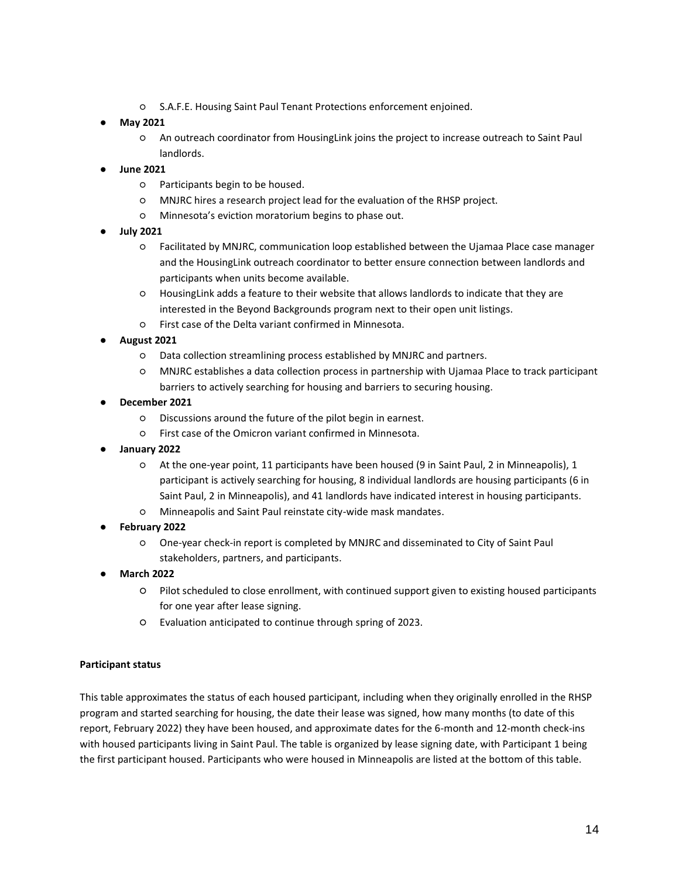- S.A.F.E. Housing Saint Paul Tenant Protections enforcement enjoined.

- **May 2021**
    - An outreach coordinator from HousingLink joins the project to increase outreach to Saint Paul landlords.
- **June 2021**
    - Participants begin to be housed.
    - MNJRC hires a research project lead for the evaluation of the RHSP project.
    - Minnesota's eviction moratorium begins to phase out.
- **July 2021**
    - Facilitated by MNJRC, communication loop established between the Ujamaa Place case manager and the HousingLink outreach coordinator to better ensure connection between landlords and participants when units become available.
    - HousingLink adds a feature to their website that allows landlords to indicate that they are interested in the Beyond Backgrounds program next to their open unit listings.
    - First case of the Delta variant confirmed in Minnesota.
- **August 2021**
    - Data collection streamlining process established by MNJRC and partners.
    - MNJRC establishes a data collection process in partnership with Ujamaa Place to track participant barriers to actively searching for housing and barriers to securing housing.
- **December 2021**
    - Discussions around the future of the pilot begin in earnest.
    - First case of the Omicron variant confirmed in Minnesota.
- **January 2022**
    - At the one-year point, 11 participants have been housed (9 in Saint Paul, 2 in Minneapolis), 1 participant is actively searching for housing, 8 individual landlords are housing participants (6 in Saint Paul, 2 in Minneapolis), and 41 landlords have indicated interest in housing participants.
    - Minneapolis and Saint Paul reinstate city-wide mask mandates.
- **February 2022**
    - One-year check-in report is completed by MNJRC and disseminated to City of Saint Paul stakeholders, partners, and participants.
- **March 2022**
    - Pilot scheduled to close enrollment, with continued support given to existing housed participants for one year after lease signing.
    - Evaluation anticipated to continue through spring of 2023.

**Participant status**

This table approximates the status of each housed participant, including when they originally enrolled in the RHSP program and started searching for housing, the date their lease was signed, how many months (to date of this report, February 2022) they have been housed, and approximate dates for the 6-month and 12-month check-ins with housed participants living in Saint Paul. The table is organized by lease signing date, with Participant 1 being the first participant housed. Participants who were housed in Minneapolis are listed at the bottom of this table.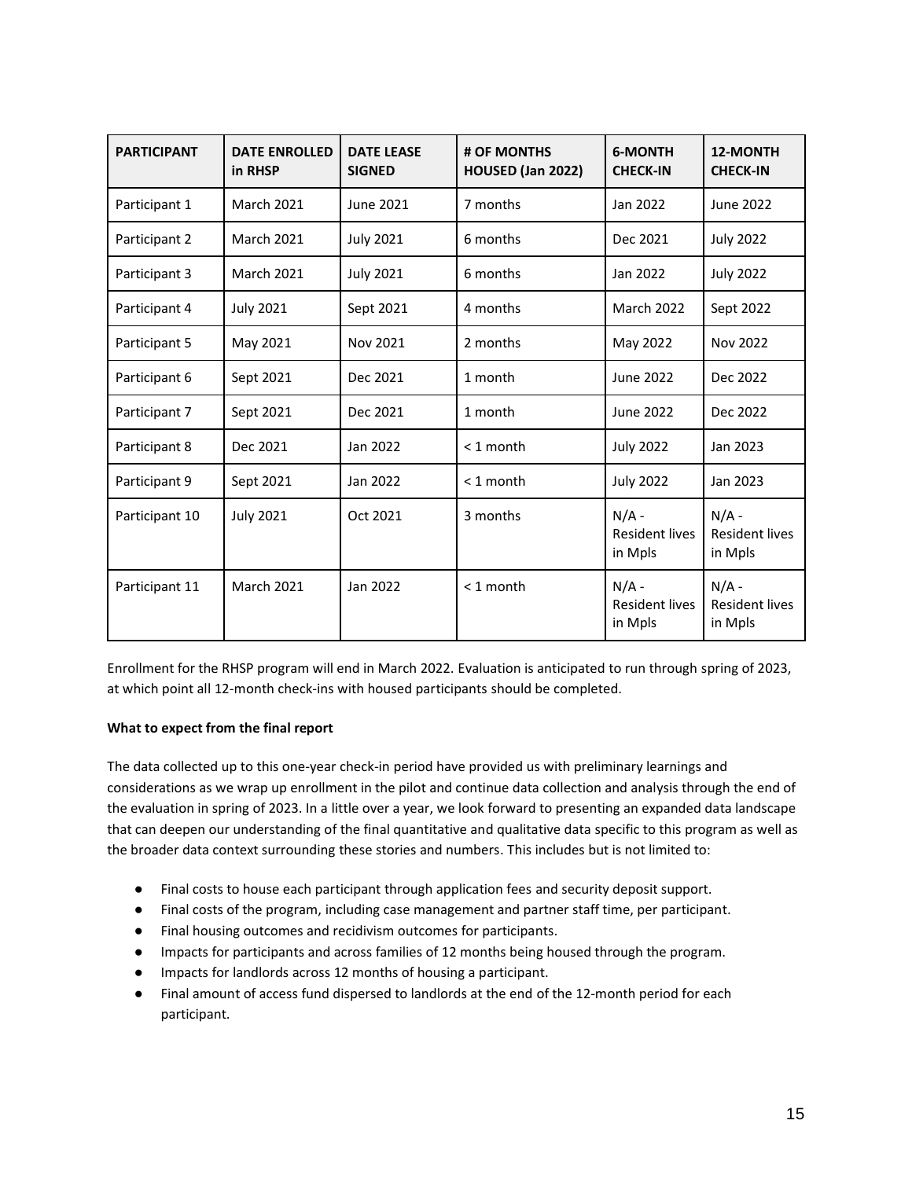| PARTICIPANT | DATE ENROLLED in RHSP | DATE LEASE SIGNED | # OF MONTHS HOUSED (Jan 2022) | 6-MONTH CHECK-IN | 12-MONTH CHECK-IN |
|---|---|---|---|---|---|
| Participant 1 | March 2021 | June 2021 | 7 months | Jan 2022 | June 2022 |
| Participant 2 | March 2021 | July 2021 | 6 months | Dec 2021 | July 2022 |
| Participant 3 | March 2021 | July 2021 | 6 months | Jan 2022 | July 2022 |
| Participant 4 | July 2021 | Sept 2021 | 4 months | March 2022 | Sept 2022 |
| Participant 5 | May 2021 | Nov 2021 | 2 months | May 2022 | Nov 2022 |
| Participant 6 | Sept 2021 | Dec 2021 | 1 month | June 2022 | Dec 2022 |
| Participant 7 | Sept 2021 | Dec 2021 | 1 month | June 2022 | Dec 2022 |
| Participant 8 | Dec 2021 | Jan 2022 | < 1 month | July 2022 | Jan 2023 |
| Participant 9 | Sept 2021 | Jan 2022 | < 1 month | July 2022 | Jan 2023 |
| Participant 10 | July 2021 | Oct 2021 | 3 months | N/A - Resident lives in Mpls | N/A - Resident lives in Mpls |
| Participant 11 | March 2021 | Jan 2022 | < 1 month | N/A - Resident lives in Mpls | N/A - Resident lives in Mpls |

Enrollment for the RHSP program will end in March 2022. Evaluation is anticipated to run through spring of 2023, at which point all 12-month check-ins with housed participants should be completed.

**What to expect from the final report**

The data collected up to this one-year check-in period have provided us with preliminary learnings and considerations as we wrap up enrollment in the pilot and continue data collection and analysis through the end of the evaluation in spring of 2023. In a little over a year, we look forward to presenting an expanded data landscape that can deepen our understanding of the final quantitative and qualitative data specific to this program as well as the broader data context surrounding these stories and numbers. This includes but is not limited to:

- Final costs to house each participant through application fees and security deposit support.
- Final costs of the program, including case management and partner staff time, per participant.
- Final housing outcomes and recidivism outcomes for participants.
- Impacts for participants and across families of 12 months being housed through the program.
- Impacts for landlords across 12 months of housing a participant.
- Final amount of access fund dispersed to landlords at the end of the 12-month period for each participant.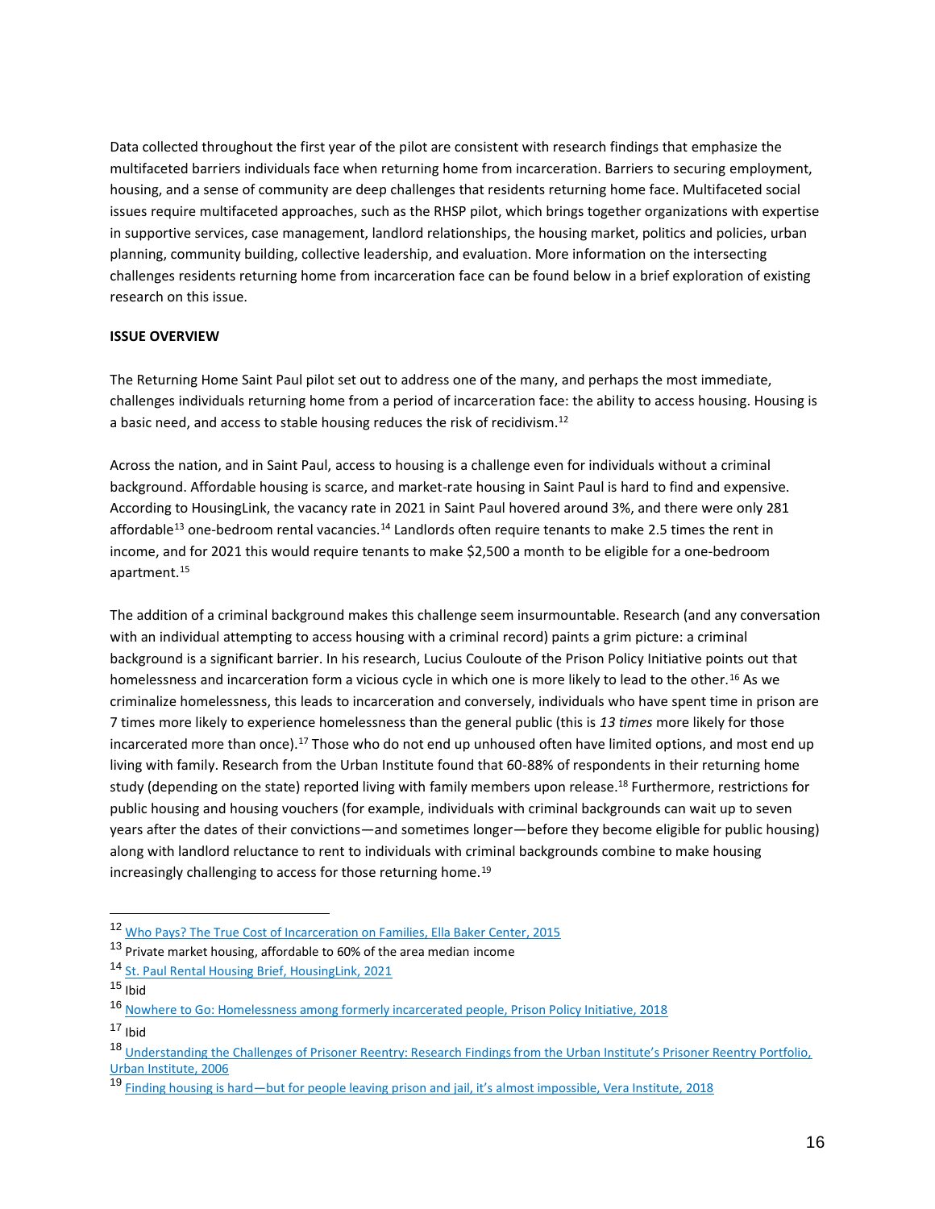Data collected throughout the first year of the pilot are consistent with research findings that emphasize the multifaceted barriers individuals face when returning home from incarceration. Barriers to securing employment, housing, and a sense of community are deep challenges that residents returning home face. Multifaceted social issues require multifaceted approaches, such as the RHSP pilot, which brings together organizations with expertise in supportive services, case management, landlord relationships, the housing market, politics and policies, urban planning, community building, collective leadership, and evaluation. More information on the intersecting challenges residents returning home from incarceration face can be found below in a brief exploration of existing research on this issue.

**ISSUE OVERVIEW**

The Returning Home Saint Paul pilot set out to address one of the many, and perhaps the most immediate, challenges individuals returning home from a period of incarceration face: the ability to access housing. Housing is a basic need, and access to stable housing reduces the risk of recidivism.[12]

Across the nation, and in Saint Paul, access to housing is a challenge even for individuals without a criminal background. Affordable housing is scarce, and market-rate housing in Saint Paul is hard to find and expensive. According to HousingLink, the vacancy rate in 2021 in Saint Paul hovered around 3%, and there were only 281 affordable[13] one-bedroom rental vacancies.[14] Landlords often require tenants to make 2.5 times the rent in income, and for 2021 this would require tenants to make $2,500 a month to be eligible for a one-bedroom apartment.[15]

The addition of a criminal background makes this challenge seem insurmountable. Research (and any conversation with an individual attempting to access housing with a criminal record) paints a grim picture: a criminal background is a significant barrier. In his research, Lucius Couloute of the Prison Policy Initiative points out that homelessness and incarceration form a vicious cycle in which one is more likely to lead to the other.[16] As we criminalize homelessness, this leads to incarceration and conversely, individuals who have spent time in prison are 7 times more likely to experience homelessness than the general public (this is *13 times* more likely for those incarcerated more than once).[17] Those who do not end up unhoused often have limited options, and most end up living with family. Research from the Urban Institute found that 60-88% of respondents in their returning home study (depending on the state) reported living with family members upon release.[18] Furthermore, restrictions for public housing and housing vouchers (for example, individuals with criminal backgrounds can wait up to seven years after the dates of their convictions—and sometimes longer—before they become eligible for public housing) along with landlord reluctance to rent to individuals with criminal backgrounds combine to make housing increasingly challenging to access for those returning home.[19]

---

[12] Who Pays? The True Cost of Incarceration on Families, Ella Baker Center, 2015

[13] Private market housing, affordable to 60% of the area median income

[14] St. Paul Rental Housing Brief, HousingLink, 2021

[15] Ibid

[16] Nowhere to Go: Homelessness among formerly incarcerated people, Prison Policy Initiative, 2018

[17] Ibid

[18] Understanding the Challenges of Prisoner Reentry: Research Findings from the Urban Institute's Prisoner Reentry Portfolio, Urban Institute, 2006

[19] Finding housing is hard—but for people leaving prison and jail, it's almost impossible, Vera Institute, 2018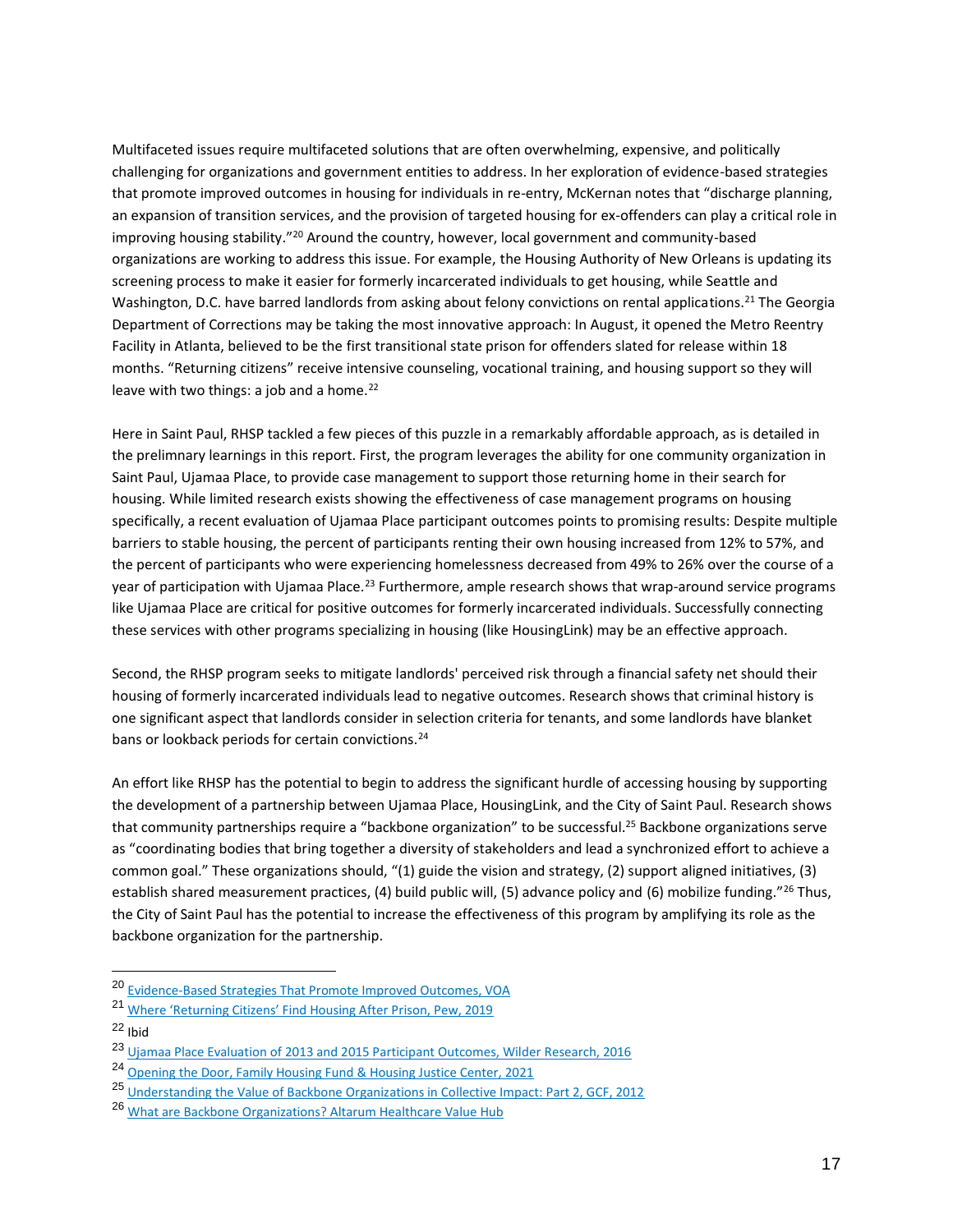Multifaceted issues require multifaceted solutions that are often overwhelming, expensive, and politically challenging for organizations and government entities to address. In her exploration of evidence-based strategies that promote improved outcomes in housing for individuals in re-entry, McKernan notes that "discharge planning, an expansion of transition services, and the provision of targeted housing for ex-offenders can play a critical role in improving housing stability."[20] Around the country, however, local government and community-based organizations are working to address this issue. For example, the Housing Authority of New Orleans is updating its screening process to make it easier for formerly incarcerated individuals to get housing, while Seattle and Washington, D.C. have barred landlords from asking about felony convictions on rental applications.[21] The Georgia Department of Corrections may be taking the most innovative approach: In August, it opened the Metro Reentry Facility in Atlanta, believed to be the first transitional state prison for offenders slated for release within 18 months. "Returning citizens" receive intensive counseling, vocational training, and housing support so they will leave with two things: a job and a home.[22]

Here in Saint Paul, RHSP tackled a few pieces of this puzzle in a remarkably affordable approach, as is detailed in the prelimnary learnings in this report. First, the program leverages the ability for one community organization in Saint Paul, Ujamaa Place, to provide case management to support those returning home in their search for housing. While limited research exists showing the effectiveness of case management programs on housing specifically, a recent evaluation of Ujamaa Place participant outcomes points to promising results: Despite multiple barriers to stable housing, the percent of participants renting their own housing increased from 12% to 57%, and the percent of participants who were experiencing homelessness decreased from 49% to 26% over the course of a year of participation with Ujamaa Place.[23] Furthermore, ample research shows that wrap-around service programs like Ujamaa Place are critical for positive outcomes for formerly incarcerated individuals. Successfully connecting these services with other programs specializing in housing (like HousingLink) may be an effective approach.

Second, the RHSP program seeks to mitigate landlords' perceived risk through a financial safety net should their housing of formerly incarcerated individuals lead to negative outcomes. Research shows that criminal history is one significant aspect that landlords consider in selection criteria for tenants, and some landlords have blanket bans or lookback periods for certain convictions.[24]

An effort like RHSP has the potential to begin to address the significant hurdle of accessing housing by supporting the development of a partnership between Ujamaa Place, HousingLink, and the City of Saint Paul. Research shows that community partnerships require a "backbone organization" to be successful.[25] Backbone organizations serve as "coordinating bodies that bring together a diversity of stakeholders and lead a synchronized effort to achieve a common goal." These organizations should, "(1) guide the vision and strategy, (2) support aligned initiatives, (3) establish shared measurement practices, (4) build public will, (5) advance policy and (6) mobilize funding."[26] Thus, the City of Saint Paul has the potential to increase the effectiveness of this program by amplifying its role as the backbone organization for the partnership.

---

[20] Evidence-Based Strategies That Promote Improved Outcomes, VOA

[21] Where 'Returning Citizens' Find Housing After Prison, Pew, 2019

[22] Ibid

[23] Ujamaa Place Evaluation of 2013 and 2015 Participant Outcomes, Wilder Research, 2016

[24] Opening the Door, Family Housing Fund & Housing Justice Center, 2021

[25] Understanding the Value of Backbone Organizations in Collective Impact: Part 2, GCF, 2012

[26] What are Backbone Organizations? Altarum Healthcare Value Hub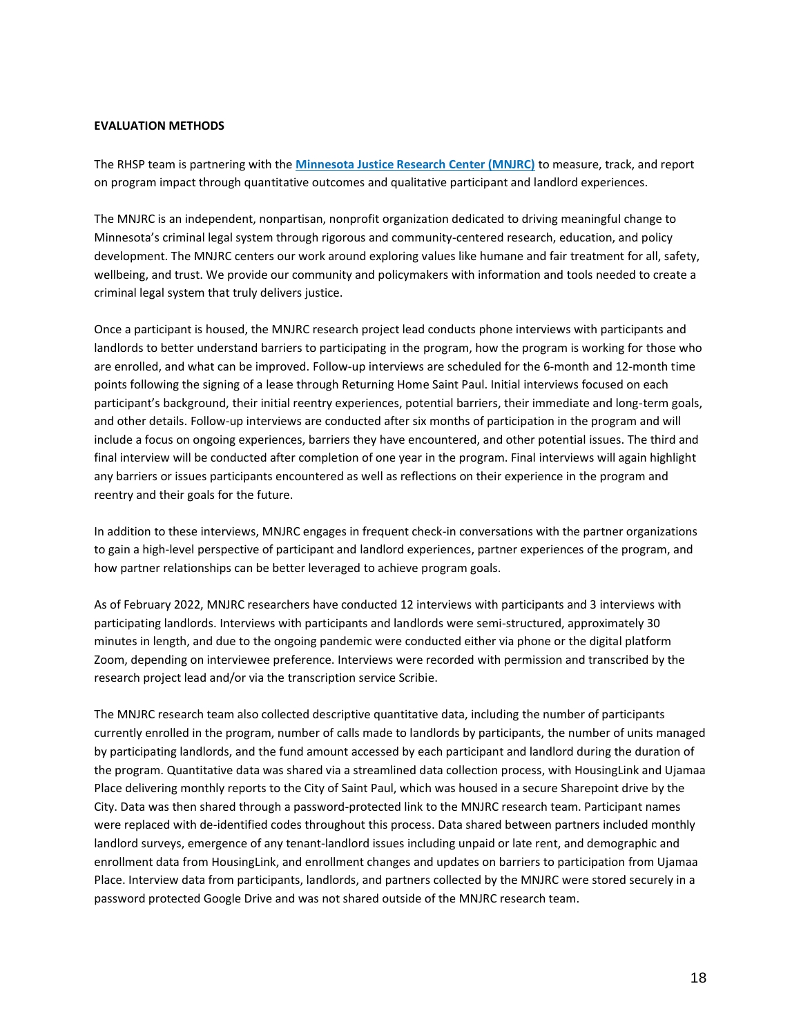**EVALUATION METHODS**

The RHSP team is partnering with the **Minnesota Justice Research Center (MNJRC)** to measure, track, and report on program impact through quantitative outcomes and qualitative participant and landlord experiences.

The MNJRC is an independent, nonpartisan, nonprofit organization dedicated to driving meaningful change to Minnesota's criminal legal system through rigorous and community-centered research, education, and policy development. The MNJRC centers our work around exploring values like humane and fair treatment for all, safety, wellbeing, and trust. We provide our community and policymakers with information and tools needed to create a criminal legal system that truly delivers justice.

Once a participant is housed, the MNJRC research project lead conducts phone interviews with participants and landlords to better understand barriers to participating in the program, how the program is working for those who are enrolled, and what can be improved. Follow-up interviews are scheduled for the 6-month and 12-month time points following the signing of a lease through Returning Home Saint Paul. Initial interviews focused on each participant's background, their initial reentry experiences, potential barriers, their immediate and long-term goals, and other details. Follow-up interviews are conducted after six months of participation in the program and will include a focus on ongoing experiences, barriers they have encountered, and other potential issues. The third and final interview will be conducted after completion of one year in the program. Final interviews will again highlight any barriers or issues participants encountered as well as reflections on their experience in the program and reentry and their goals for the future.

In addition to these interviews, MNJRC engages in frequent check-in conversations with the partner organizations to gain a high-level perspective of participant and landlord experiences, partner experiences of the program, and how partner relationships can be better leveraged to achieve program goals.

As of February 2022, MNJRC researchers have conducted 12 interviews with participants and 3 interviews with participating landlords. Interviews with participants and landlords were semi-structured, approximately 30 minutes in length, and due to the ongoing pandemic were conducted either via phone or the digital platform Zoom, depending on interviewee preference. Interviews were recorded with permission and transcribed by the research project lead and/or via the transcription service Scribie.

The MNJRC research team also collected descriptive quantitative data, including the number of participants currently enrolled in the program, number of calls made to landlords by participants, the number of units managed by participating landlords, and the fund amount accessed by each participant and landlord during the duration of the program. Quantitative data was shared via a streamlined data collection process, with HousingLink and Ujamaa Place delivering monthly reports to the City of Saint Paul, which was housed in a secure Sharepoint drive by the City. Data was then shared through a password-protected link to the MNJRC research team. Participant names were replaced with de-identified codes throughout this process. Data shared between partners included monthly landlord surveys, emergence of any tenant-landlord issues including unpaid or late rent, and demographic and enrollment data from HousingLink, and enrollment changes and updates on barriers to participation from Ujamaa Place. Interview data from participants, landlords, and partners collected by the MNJRC were stored securely in a password protected Google Drive and was not shared outside of the MNJRC research team.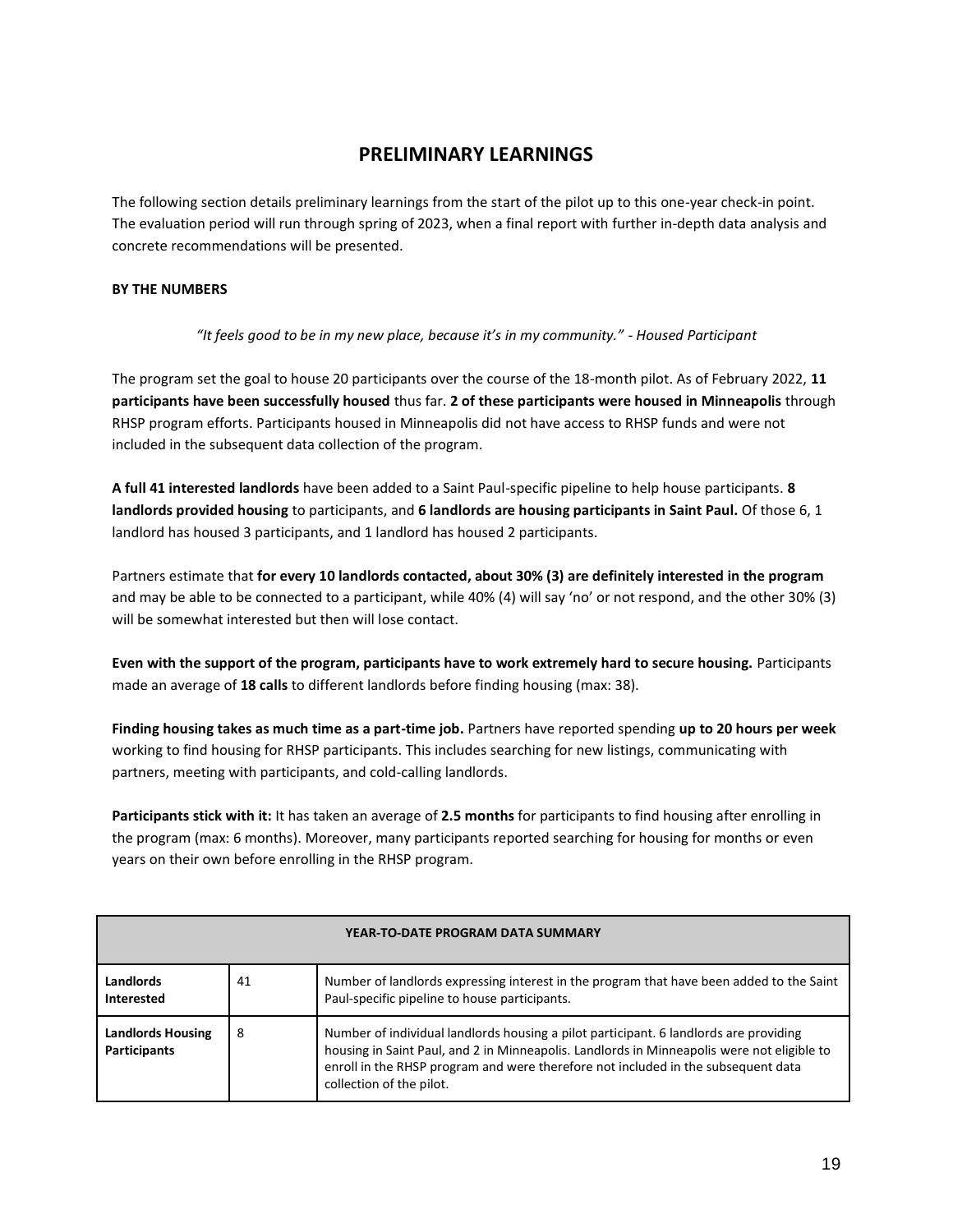## PRELIMINARY LEARNINGS

The following section details preliminary learnings from the start of the pilot up to this one-year check-in point. The evaluation period will run through spring of 2023, when a final report with further in-depth data analysis and concrete recommendations will be presented.

**BY THE NUMBERS**

*"It feels good to be in my new place, because it's in my community." - Housed Participant*

The program set the goal to house 20 participants over the course of the 18-month pilot. As of February 2022, **11 participants have been successfully housed** thus far. **2 of these participants were housed in Minneapolis** through RHSP program efforts. Participants housed in Minneapolis did not have access to RHSP funds and were not included in the subsequent data collection of the program.

**A full 41 interested landlords** have been added to a Saint Paul-specific pipeline to help house participants. **8 landlords provided housing** to participants, and **6 landlords are housing participants in Saint Paul.** Of those 6, 1 landlord has housed 3 participants, and 1 landlord has housed 2 participants.

Partners estimate that **for every 10 landlords contacted, about 30% (3) are definitely interested in the program** and may be able to be connected to a participant, while 40% (4) will say 'no' or not respond, and the other 30% (3) will be somewhat interested but then will lose contact.

**Even with the support of the program, participants have to work extremely hard to secure housing.** Participants made an average of **18 calls** to different landlords before finding housing (max: 38).

**Finding housing takes as much time as a part-time job.** Partners have reported spending **up to 20 hours per week** working to find housing for RHSP participants. This includes searching for new listings, communicating with partners, meeting with participants, and cold-calling landlords.

**Participants stick with it:** It has taken an average of **2.5 months** for participants to find housing after enrolling in the program (max: 6 months). Moreover, many participants reported searching for housing for months or even years on their own before enrolling in the RHSP program.

| YEAR-TO-DATE PROGRAM DATA SUMMARY | | |
|---|---|---|
| **Landlords Interested** | 41 | Number of landlords expressing interest in the program that have been added to the Saint Paul-specific pipeline to house participants. |
| **Landlords Housing Participants** | 8 | Number of individual landlords housing a pilot participant. 6 landlords are providing housing in Saint Paul, and 2 in Minneapolis. Landlords in Minneapolis were not eligible to enroll in the RHSP program and were therefore not included in the subsequent data collection of the pilot. |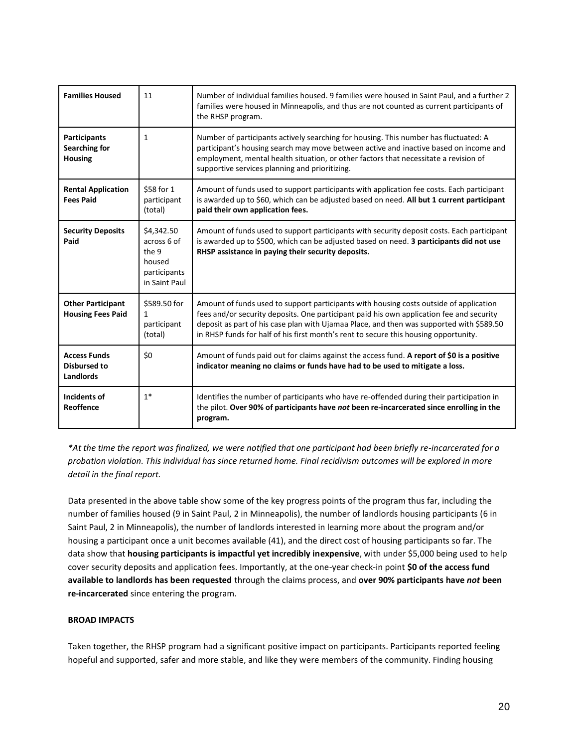| | | |
|---|---|---|
| **Families Housed** | 11 | Number of individual families housed. 9 families were housed in Saint Paul, and a further 2 families were housed in Minneapolis, and thus are not counted as current participants of the RHSP program. |
| **Participants Searching for Housing** | 1 | Number of participants actively searching for housing. This number has fluctuated: A participant's housing search may move between active and inactive based on income and employment, mental health situation, or other factors that necessitate a revision of supportive services planning and prioritizing. |
| **Rental Application Fees Paid** | $58 for 1 participant (total) | Amount of funds used to support participants with application fee costs. Each participant is awarded up to $60, which can be adjusted based on need. **All but 1 current participant paid their own application fees.** |
| **Security Deposits Paid** | $4,342.50 across 6 of the 9 housed participants in Saint Paul | Amount of funds used to support participants with security deposit costs. Each participant is awarded up to $500, which can be adjusted based on need. **3 participants did not use RHSP assistance in paying their security deposits.** |
| **Other Participant Housing Fees Paid** | $589.50 for 1 participant (total) | Amount of funds used to support participants with housing costs outside of application fees and/or security deposits. One participant paid his own application fee and security deposit as part of his case plan with Ujamaa Place, and then was supported with $589.50 in RHSP funds for half of his first month's rent to secure this housing opportunity. |
| **Access Funds Disbursed to Landlords** | $0 | Amount of funds paid out for claims against the access fund. **A report of $0 is a positive indicator meaning no claims or funds have had to be used to mitigate a loss.** |
| **Incidents of Reoffence** | 1* | Identifies the number of participants who have re-offended during their participation in the pilot. **Over 90% of participants have *not* been re-incarcerated since enrolling in the program.** |

*\*At the time the report was finalized, we were notified that one participant had been briefly re-incarcerated for a probation violation. This individual has since returned home. Final recidivism outcomes will be explored in more detail in the final report.*

Data presented in the above table show some of the key progress points of the program thus far, including the number of families housed (9 in Saint Paul, 2 in Minneapolis), the number of landlords housing participants (6 in Saint Paul, 2 in Minneapolis), the number of landlords interested in learning more about the program and/or housing a participant once a unit becomes available (41), and the direct cost of housing participants so far. The data show that **housing participants is impactful yet incredibly inexpensive**, with under $5,000 being used to help cover security deposits and application fees. Importantly, at the one-year check-in point **$0 of the access fund available to landlords has been requested** through the claims process, and **over 90% participants have *not* been re-incarcerated** since entering the program.

**BROAD IMPACTS**

Taken together, the RHSP program had a significant positive impact on participants. Participants reported feeling hopeful and supported, safer and more stable, and like they were members of the community. Finding housing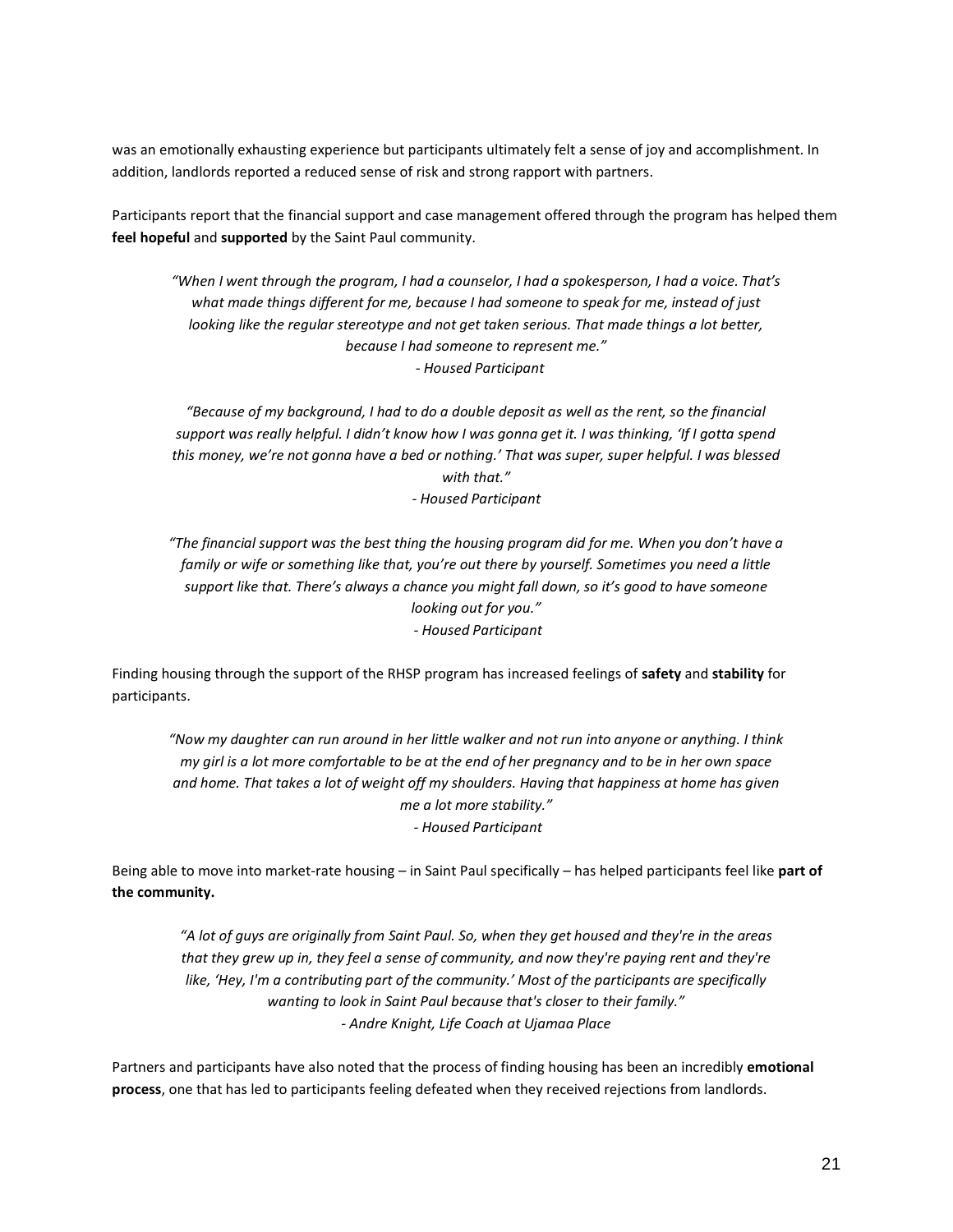was an emotionally exhausting experience but participants ultimately felt a sense of joy and accomplishment. In addition, landlords reported a reduced sense of risk and strong rapport with partners.

Participants report that the financial support and case management offered through the program has helped them **feel hopeful** and **supported** by the Saint Paul community.

> *"When I went through the program, I had a counselor, I had a spokesperson, I had a voice. That's what made things different for me, because I had someone to speak for me, instead of just looking like the regular stereotype and not get taken serious. That made things a lot better, because I had someone to represent me."*
> *- Housed Participant*

> *"Because of my background, I had to do a double deposit as well as the rent, so the financial support was really helpful. I didn't know how I was gonna get it. I was thinking, 'If I gotta spend this money, we're not gonna have a bed or nothing.' That was super, super helpful. I was blessed with that."*
> *- Housed Participant*

> *"The financial support was the best thing the housing program did for me. When you don't have a family or wife or something like that, you're out there by yourself. Sometimes you need a little support like that. There's always a chance you might fall down, so it's good to have someone looking out for you."*
> *- Housed Participant*

Finding housing through the support of the RHSP program has increased feelings of **safety** and **stability** for participants.

> *"Now my daughter can run around in her little walker and not run into anyone or anything. I think my girl is a lot more comfortable to be at the end of her pregnancy and to be in her own space and home. That takes a lot of weight off my shoulders. Having that happiness at home has given me a lot more stability."*
> *- Housed Participant*

Being able to move into market-rate housing – in Saint Paul specifically – has helped participants feel like **part of the community.**

> *"A lot of guys are originally from Saint Paul. So, when they get housed and they're in the areas that they grew up in, they feel a sense of community, and now they're paying rent and they're like, 'Hey, I'm a contributing part of the community.' Most of the participants are specifically wanting to look in Saint Paul because that's closer to their family."*
> *- Andre Knight, Life Coach at Ujamaa Place*

Partners and participants have also noted that the process of finding housing has been an incredibly **emotional process**, one that has led to participants feeling defeated when they received rejections from landlords.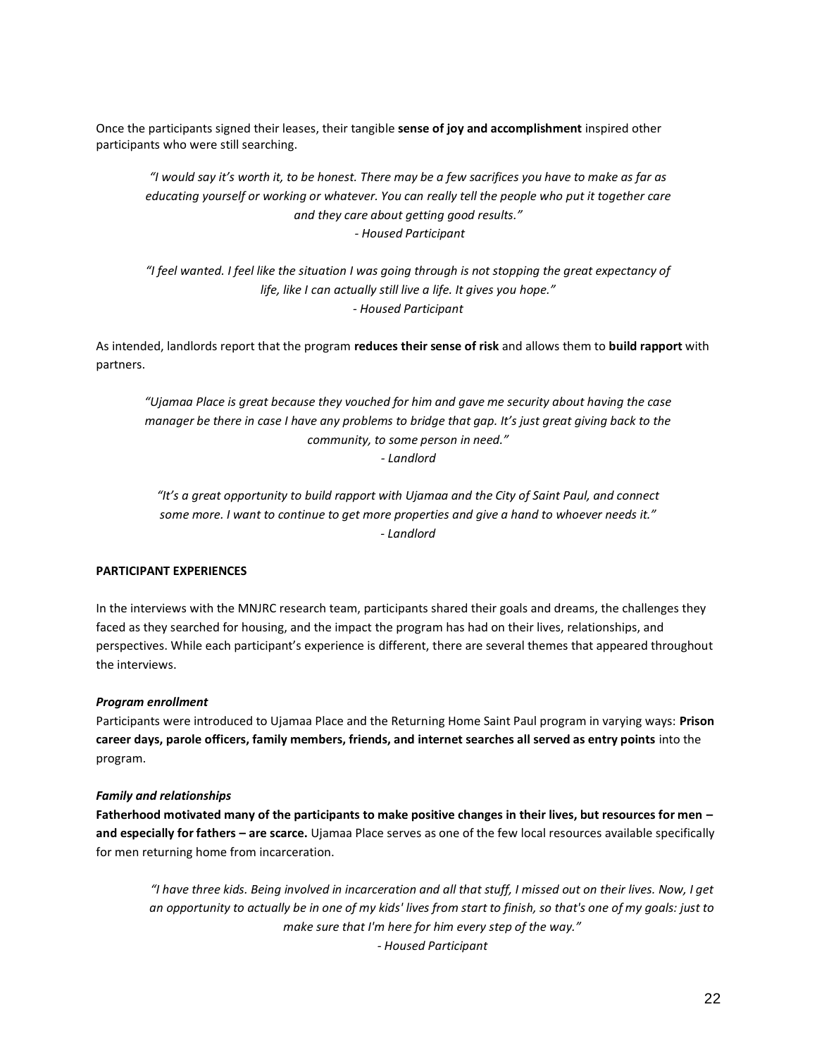Once the participants signed their leases, their tangible **sense of joy and accomplishment** inspired other participants who were still searching.

> *"I would say it's worth it, to be honest. There may be a few sacrifices you have to make as far as educating yourself or working or whatever. You can really tell the people who put it together care and they care about getting good results."*
> *- Housed Participant*

> *"I feel wanted. I feel like the situation I was going through is not stopping the great expectancy of life, like I can actually still live a life. It gives you hope."*
> *- Housed Participant*

As intended, landlords report that the program **reduces their sense of risk** and allows them to **build rapport** with partners.

> *"Ujamaa Place is great because they vouched for him and gave me security about having the case manager be there in case I have any problems to bridge that gap. It's just great giving back to the community, to some person in need."*
> *- Landlord*

> *"It's a great opportunity to build rapport with Ujamaa and the City of Saint Paul, and connect some more. I want to continue to get more properties and give a hand to whoever needs it."*
> *- Landlord*

**PARTICIPANT EXPERIENCES**

In the interviews with the MNJRC research team, participants shared their goals and dreams, the challenges they faced as they searched for housing, and the impact the program has had on their lives, relationships, and perspectives. While each participant's experience is different, there are several themes that appeared throughout the interviews.

***Program enrollment***

Participants were introduced to Ujamaa Place and the Returning Home Saint Paul program in varying ways: **Prison career days, parole officers, family members, friends, and internet searches all served as entry points** into the program.

***Family and relationships***

**Fatherhood motivated many of the participants to make positive changes in their lives, but resources for men – and especially for fathers – are scarce.** Ujamaa Place serves as one of the few local resources available specifically for men returning home from incarceration.

> *"I have three kids. Being involved in incarceration and all that stuff, I missed out on their lives. Now, I get an opportunity to actually be in one of my kids' lives from start to finish, so that's one of my goals: just to make sure that I'm here for him every step of the way."*
> *- Housed Participant*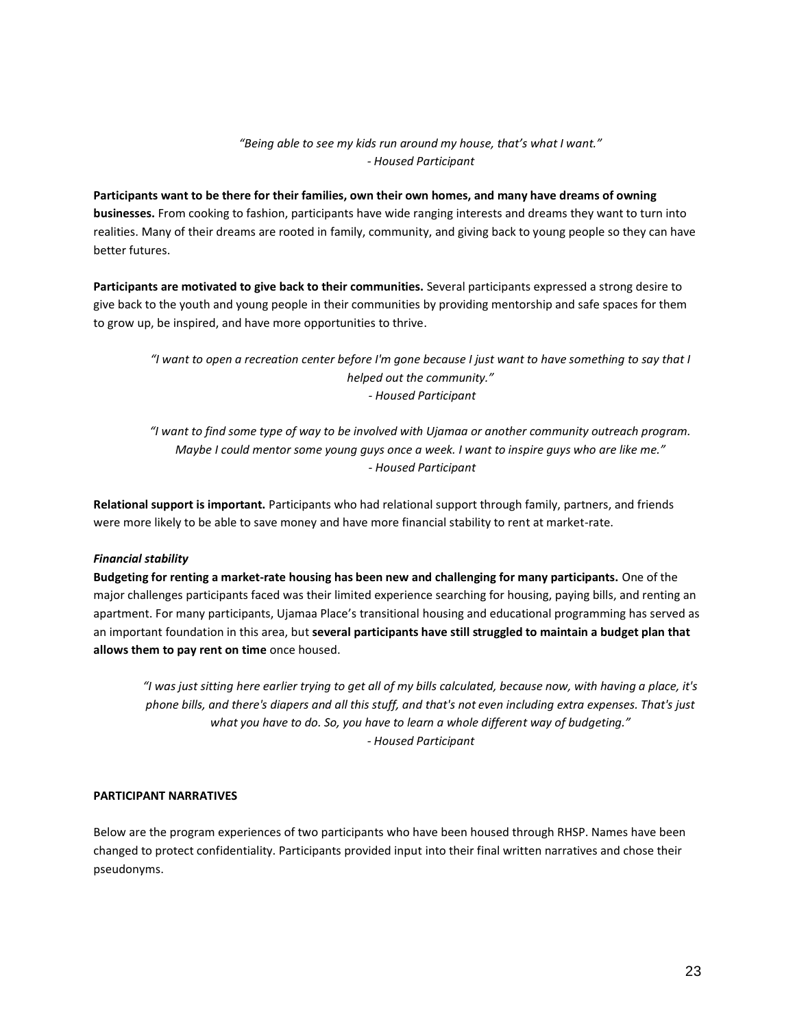*"Being able to see my kids run around my house, that's what I want."*
*- Housed Participant*

**Participants want to be there for their families, own their own homes, and many have dreams of owning businesses.** From cooking to fashion, participants have wide ranging interests and dreams they want to turn into realities. Many of their dreams are rooted in family, community, and giving back to young people so they can have better futures.

**Participants are motivated to give back to their communities.** Several participants expressed a strong desire to give back to the youth and young people in their communities by providing mentorship and safe spaces for them to grow up, be inspired, and have more opportunities to thrive.

*"I want to open a recreation center before I'm gone because I just want to have something to say that I helped out the community."*
*- Housed Participant*

*"I want to find some type of way to be involved with Ujamaa or another community outreach program. Maybe I could mentor some young guys once a week. I want to inspire guys who are like me."*
*- Housed Participant*

**Relational support is important.** Participants who had relational support through family, partners, and friends were more likely to be able to save money and have more financial stability to rent at market-rate.

***Financial stability***

**Budgeting for renting a market-rate housing has been new and challenging for many participants.** One of the major challenges participants faced was their limited experience searching for housing, paying bills, and renting an apartment. For many participants, Ujamaa Place's transitional housing and educational programming has served as an important foundation in this area, but **several participants have still struggled to maintain a budget plan that allows them to pay rent on time** once housed.

*"I was just sitting here earlier trying to get all of my bills calculated, because now, with having a place, it's phone bills, and there's diapers and all this stuff, and that's not even including extra expenses. That's just what you have to do. So, you have to learn a whole different way of budgeting."*
*- Housed Participant*

**PARTICIPANT NARRATIVES**

Below are the program experiences of two participants who have been housed through RHSP. Names have been changed to protect confidentiality. Participants provided input into their final written narratives and chose their pseudonyms.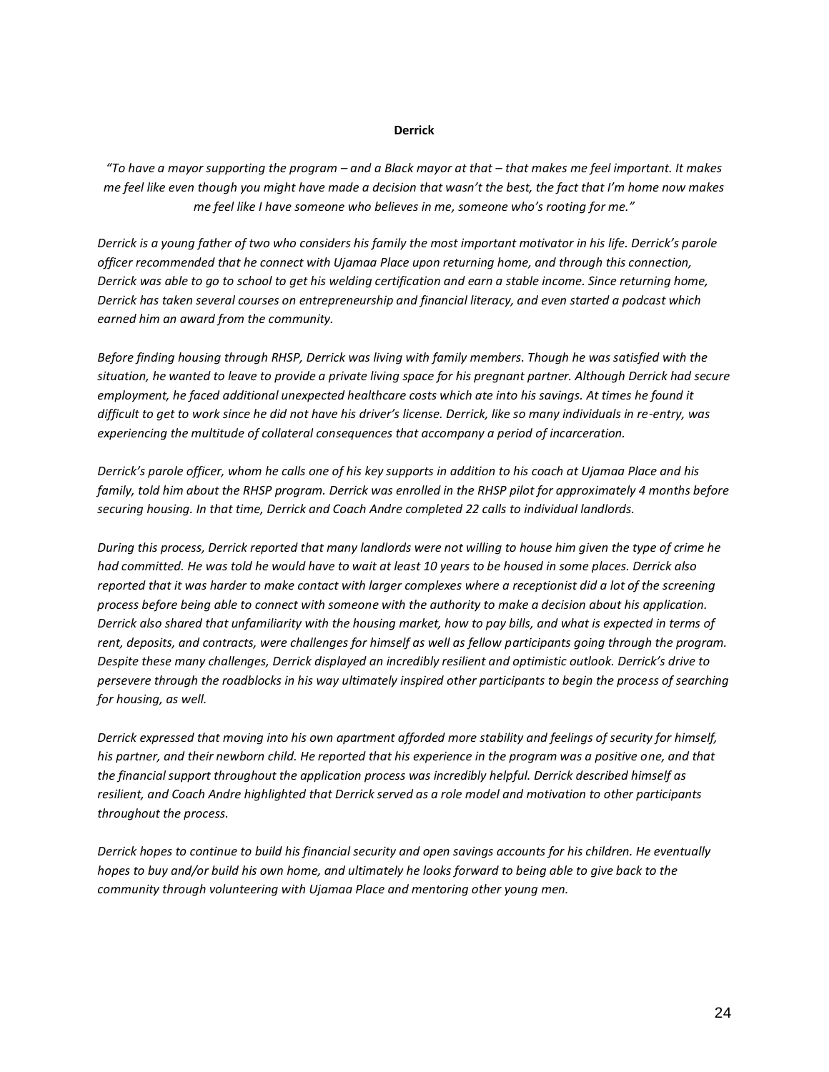**Derrick**

*"To have a mayor supporting the program – and a Black mayor at that – that makes me feel important. It makes me feel like even though you might have made a decision that wasn't the best, the fact that I'm home now makes me feel like I have someone who believes in me, someone who's rooting for me."*

*Derrick is a young father of two who considers his family the most important motivator in his life. Derrick's parole officer recommended that he connect with Ujamaa Place upon returning home, and through this connection, Derrick was able to go to school to get his welding certification and earn a stable income. Since returning home, Derrick has taken several courses on entrepreneurship and financial literacy, and even started a podcast which earned him an award from the community.*

*Before finding housing through RHSP, Derrick was living with family members. Though he was satisfied with the situation, he wanted to leave to provide a private living space for his pregnant partner. Although Derrick had secure employment, he faced additional unexpected healthcare costs which ate into his savings. At times he found it difficult to get to work since he did not have his driver's license. Derrick, like so many individuals in re-entry, was experiencing the multitude of collateral consequences that accompany a period of incarceration.*

*Derrick's parole officer, whom he calls one of his key supports in addition to his coach at Ujamaa Place and his family, told him about the RHSP program. Derrick was enrolled in the RHSP pilot for approximately 4 months before securing housing. In that time, Derrick and Coach Andre completed 22 calls to individual landlords.*

*During this process, Derrick reported that many landlords were not willing to house him given the type of crime he had committed. He was told he would have to wait at least 10 years to be housed in some places. Derrick also reported that it was harder to make contact with larger complexes where a receptionist did a lot of the screening process before being able to connect with someone with the authority to make a decision about his application. Derrick also shared that unfamiliarity with the housing market, how to pay bills, and what is expected in terms of rent, deposits, and contracts, were challenges for himself as well as fellow participants going through the program. Despite these many challenges, Derrick displayed an incredibly resilient and optimistic outlook. Derrick's drive to persevere through the roadblocks in his way ultimately inspired other participants to begin the process of searching for housing, as well.*

*Derrick expressed that moving into his own apartment afforded more stability and feelings of security for himself, his partner, and their newborn child. He reported that his experience in the program was a positive one, and that the financial support throughout the application process was incredibly helpful. Derrick described himself as resilient, and Coach Andre highlighted that Derrick served as a role model and motivation to other participants throughout the process.*

*Derrick hopes to continue to build his financial security and open savings accounts for his children. He eventually hopes to buy and/or build his own home, and ultimately he looks forward to being able to give back to the community through volunteering with Ujamaa Place and mentoring other young men.*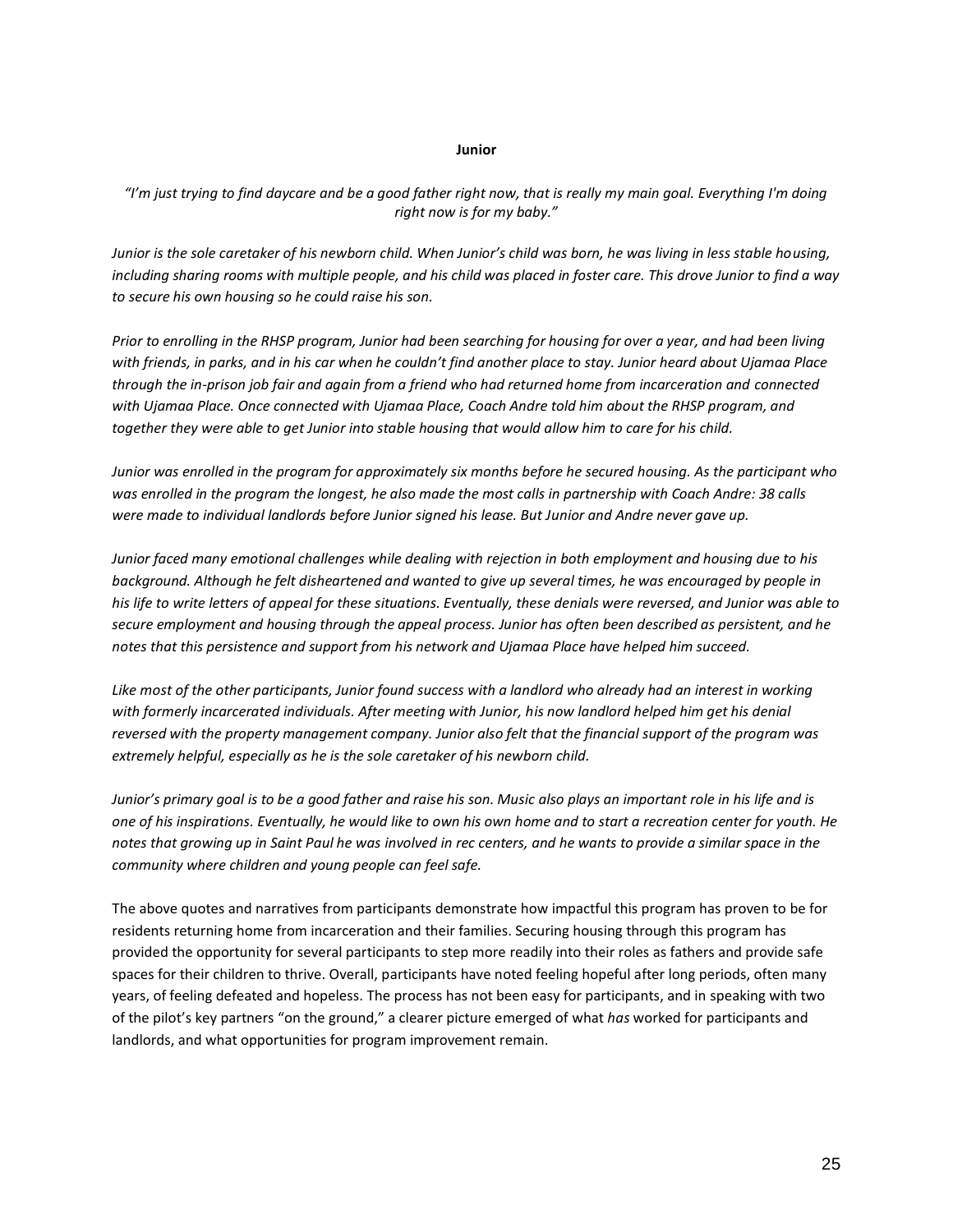**Junior**

*"I'm just trying to find daycare and be a good father right now, that is really my main goal. Everything I'm doing right now is for my baby."*

*Junior is the sole caretaker of his newborn child. When Junior's child was born, he was living in less stable housing, including sharing rooms with multiple people, and his child was placed in foster care. This drove Junior to find a way to secure his own housing so he could raise his son.*

*Prior to enrolling in the RHSP program, Junior had been searching for housing for over a year, and had been living with friends, in parks, and in his car when he couldn't find another place to stay. Junior heard about Ujamaa Place through the in-prison job fair and again from a friend who had returned home from incarceration and connected with Ujamaa Place. Once connected with Ujamaa Place, Coach Andre told him about the RHSP program, and together they were able to get Junior into stable housing that would allow him to care for his child.*

*Junior was enrolled in the program for approximately six months before he secured housing. As the participant who was enrolled in the program the longest, he also made the most calls in partnership with Coach Andre: 38 calls were made to individual landlords before Junior signed his lease. But Junior and Andre never gave up.*

*Junior faced many emotional challenges while dealing with rejection in both employment and housing due to his background. Although he felt disheartened and wanted to give up several times, he was encouraged by people in his life to write letters of appeal for these situations. Eventually, these denials were reversed, and Junior was able to secure employment and housing through the appeal process. Junior has often been described as persistent, and he notes that this persistence and support from his network and Ujamaa Place have helped him succeed.*

*Like most of the other participants, Junior found success with a landlord who already had an interest in working with formerly incarcerated individuals. After meeting with Junior, his now landlord helped him get his denial reversed with the property management company. Junior also felt that the financial support of the program was extremely helpful, especially as he is the sole caretaker of his newborn child.*

*Junior's primary goal is to be a good father and raise his son. Music also plays an important role in his life and is one of his inspirations. Eventually, he would like to own his own home and to start a recreation center for youth. He notes that growing up in Saint Paul he was involved in rec centers, and he wants to provide a similar space in the community where children and young people can feel safe.*

The above quotes and narratives from participants demonstrate how impactful this program has proven to be for residents returning home from incarceration and their families. Securing housing through this program has provided the opportunity for several participants to step more readily into their roles as fathers and provide safe spaces for their children to thrive. Overall, participants have noted feeling hopeful after long periods, often many years, of feeling defeated and hopeless. The process has not been easy for participants, and in speaking with two of the pilot's key partners "on the ground," a clearer picture emerged of what *has* worked for participants and landlords, and what opportunities for program improvement remain.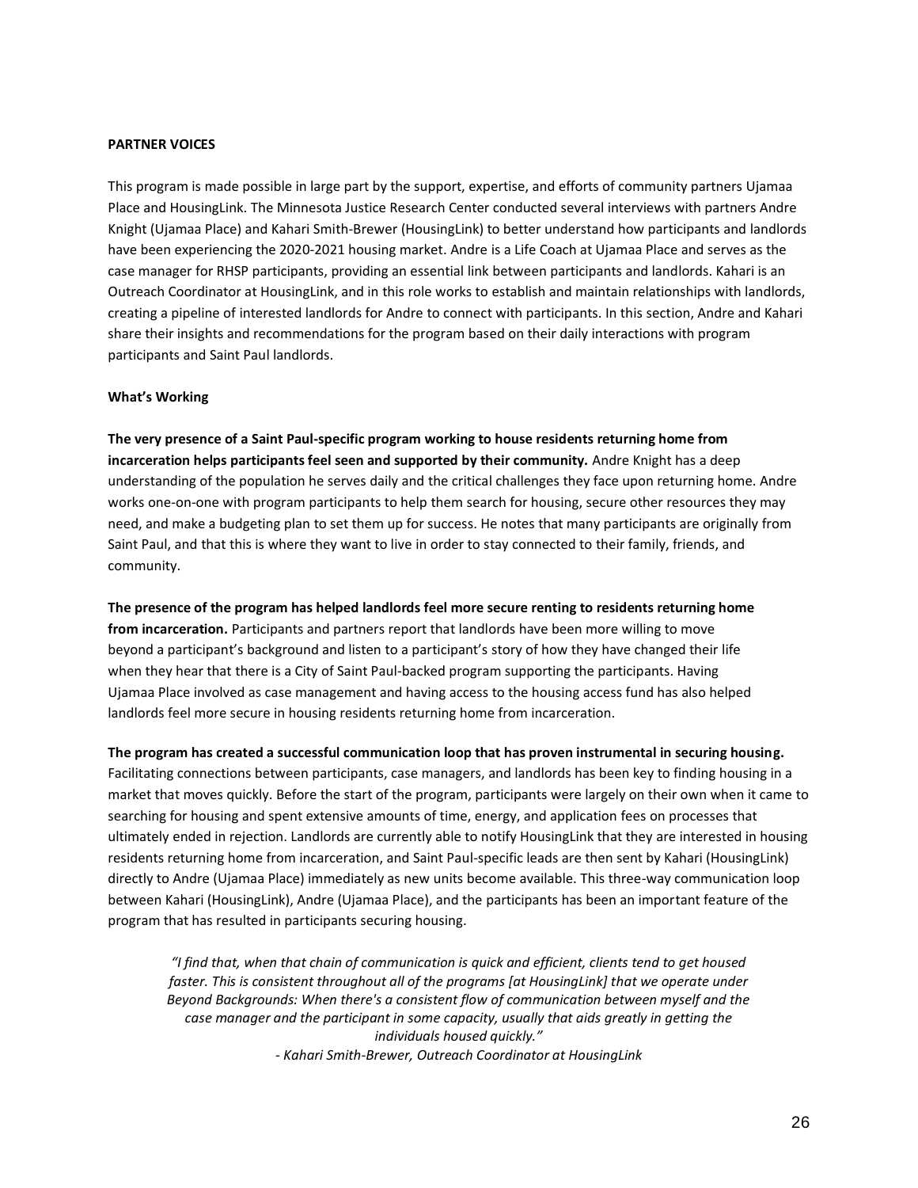**PARTNER VOICES**

This program is made possible in large part by the support, expertise, and efforts of community partners Ujamaa Place and HousingLink. The Minnesota Justice Research Center conducted several interviews with partners Andre Knight (Ujamaa Place) and Kahari Smith-Brewer (HousingLink) to better understand how participants and landlords have been experiencing the 2020-2021 housing market. Andre is a Life Coach at Ujamaa Place and serves as the case manager for RHSP participants, providing an essential link between participants and landlords. Kahari is an Outreach Coordinator at HousingLink, and in this role works to establish and maintain relationships with landlords, creating a pipeline of interested landlords for Andre to connect with participants. In this section, Andre and Kahari share their insights and recommendations for the program based on their daily interactions with program participants and Saint Paul landlords.

**What's Working**

**The very presence of a Saint Paul-specific program working to house residents returning home from incarceration helps participants feel seen and supported by their community.** Andre Knight has a deep understanding of the population he serves daily and the critical challenges they face upon returning home. Andre works one-on-one with program participants to help them search for housing, secure other resources they may need, and make a budgeting plan to set them up for success. He notes that many participants are originally from Saint Paul, and that this is where they want to live in order to stay connected to their family, friends, and community.

**The presence of the program has helped landlords feel more secure renting to residents returning home from incarceration.** Participants and partners report that landlords have been more willing to move beyond a participant's background and listen to a participant's story of how they have changed their life when they hear that there is a City of Saint Paul-backed program supporting the participants. Having Ujamaa Place involved as case management and having access to the housing access fund has also helped landlords feel more secure in housing residents returning home from incarceration.

**The program has created a successful communication loop that has proven instrumental in securing housing.** Facilitating connections between participants, case managers, and landlords has been key to finding housing in a market that moves quickly. Before the start of the program, participants were largely on their own when it came to searching for housing and spent extensive amounts of time, energy, and application fees on processes that ultimately ended in rejection. Landlords are currently able to notify HousingLink that they are interested in housing residents returning home from incarceration, and Saint Paul-specific leads are then sent by Kahari (HousingLink) directly to Andre (Ujamaa Place) immediately as new units become available. This three-way communication loop between Kahari (HousingLink), Andre (Ujamaa Place), and the participants has been an important feature of the program that has resulted in participants securing housing.

> *"I find that, when that chain of communication is quick and efficient, clients tend to get housed faster. This is consistent throughout all of the programs [at HousingLink] that we operate under Beyond Backgrounds: When there's a consistent flow of communication between myself and the case manager and the participant in some capacity, usually that aids greatly in getting the individuals housed quickly."*
>
> *- Kahari Smith-Brewer, Outreach Coordinator at HousingLink*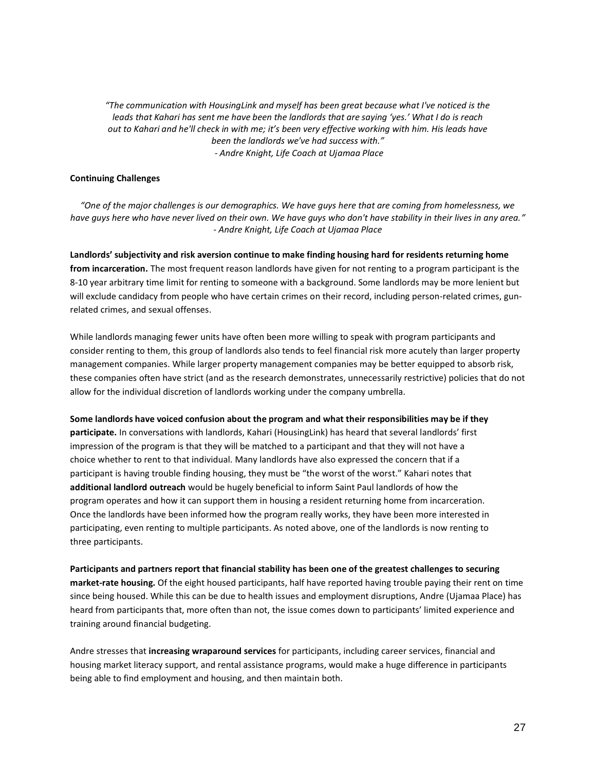*"The communication with HousingLink and myself has been great because what I've noticed is the leads that Kahari has sent me have been the landlords that are saying 'yes.' What I do is reach out to Kahari and he'll check in with me; it's been very effective working with him. His leads have been the landlords we've had success with."*
*- Andre Knight, Life Coach at Ujamaa Place*

**Continuing Challenges**

*"One of the major challenges is our demographics. We have guys here that are coming from homelessness, we have guys here who have never lived on their own. We have guys who don't have stability in their lives in any area."*
*- Andre Knight, Life Coach at Ujamaa Place*

**Landlords' subjectivity and risk aversion continue to make finding housing hard for residents returning home from incarceration.** The most frequent reason landlords have given for not renting to a program participant is the 8-10 year arbitrary time limit for renting to someone with a background. Some landlords may be more lenient but will exclude candidacy from people who have certain crimes on their record, including person-related crimes, gun-related crimes, and sexual offenses.

While landlords managing fewer units have often been more willing to speak with program participants and consider renting to them, this group of landlords also tends to feel financial risk more acutely than larger property management companies. While larger property management companies may be better equipped to absorb risk, these companies often have strict (and as the research demonstrates, unnecessarily restrictive) policies that do not allow for the individual discretion of landlords working under the company umbrella.

**Some landlords have voiced confusion about the program and what their responsibilities may be if they participate.** In conversations with landlords, Kahari (HousingLink) has heard that several landlords' first impression of the program is that they will be matched to a participant and that they will not have a choice whether to rent to that individual. Many landlords have also expressed the concern that if a participant is having trouble finding housing, they must be "the worst of the worst." Kahari notes that **additional landlord outreach** would be hugely beneficial to inform Saint Paul landlords of how the program operates and how it can support them in housing a resident returning home from incarceration. Once the landlords have been informed how the program really works, they have been more interested in participating, even renting to multiple participants. As noted above, one of the landlords is now renting to three participants.

**Participants and partners report that financial stability has been one of the greatest challenges to securing market-rate housing.** Of the eight housed participants, half have reported having trouble paying their rent on time since being housed. While this can be due to health issues and employment disruptions, Andre (Ujamaa Place) has heard from participants that, more often than not, the issue comes down to participants' limited experience and training around financial budgeting.

Andre stresses that **increasing wraparound services** for participants, including career services, financial and housing market literacy support, and rental assistance programs, would make a huge difference in participants being able to find employment and housing, and then maintain both.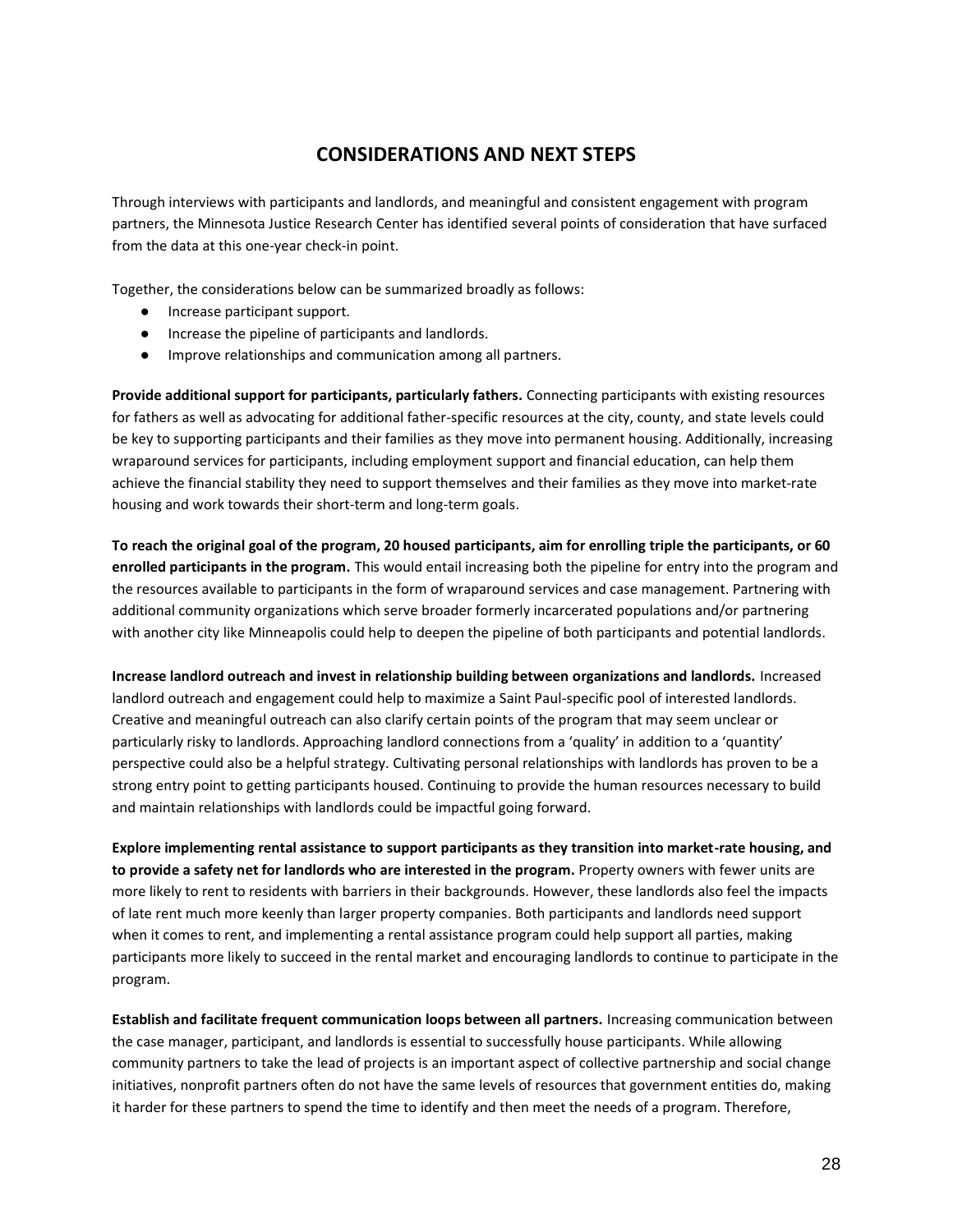## CONSIDERATIONS AND NEXT STEPS

Through interviews with participants and landlords, and meaningful and consistent engagement with program partners, the Minnesota Justice Research Center has identified several points of consideration that have surfaced from the data at this one-year check-in point.

Together, the considerations below can be summarized broadly as follows:

- Increase participant support.
- Increase the pipeline of participants and landlords.
- Improve relationships and communication among all partners.

**Provide additional support for participants, particularly fathers.** Connecting participants with existing resources for fathers as well as advocating for additional father-specific resources at the city, county, and state levels could be key to supporting participants and their families as they move into permanent housing. Additionally, increasing wraparound services for participants, including employment support and financial education, can help them achieve the financial stability they need to support themselves and their families as they move into market-rate housing and work towards their short-term and long-term goals.

**To reach the original goal of the program, 20 housed participants, aim for enrolling triple the participants, or 60 enrolled participants in the program.** This would entail increasing both the pipeline for entry into the program and the resources available to participants in the form of wraparound services and case management. Partnering with additional community organizations which serve broader formerly incarcerated populations and/or partnering with another city like Minneapolis could help to deepen the pipeline of both participants and potential landlords.

**Increase landlord outreach and invest in relationship building between organizations and landlords.** Increased landlord outreach and engagement could help to maximize a Saint Paul-specific pool of interested landlords. Creative and meaningful outreach can also clarify certain points of the program that may seem unclear or particularly risky to landlords. Approaching landlord connections from a 'quality' in addition to a 'quantity' perspective could also be a helpful strategy. Cultivating personal relationships with landlords has proven to be a strong entry point to getting participants housed. Continuing to provide the human resources necessary to build and maintain relationships with landlords could be impactful going forward.

**Explore implementing rental assistance to support participants as they transition into market-rate housing, and to provide a safety net for landlords who are interested in the program.** Property owners with fewer units are more likely to rent to residents with barriers in their backgrounds. However, these landlords also feel the impacts of late rent much more keenly than larger property companies. Both participants and landlords need support when it comes to rent, and implementing a rental assistance program could help support all parties, making participants more likely to succeed in the rental market and encouraging landlords to continue to participate in the program.

**Establish and facilitate frequent communication loops between all partners.** Increasing communication between the case manager, participant, and landlords is essential to successfully house participants. While allowing community partners to take the lead of projects is an important aspect of collective partnership and social change initiatives, nonprofit partners often do not have the same levels of resources that government entities do, making it harder for these partners to spend the time to identify and then meet the needs of a program. Therefore,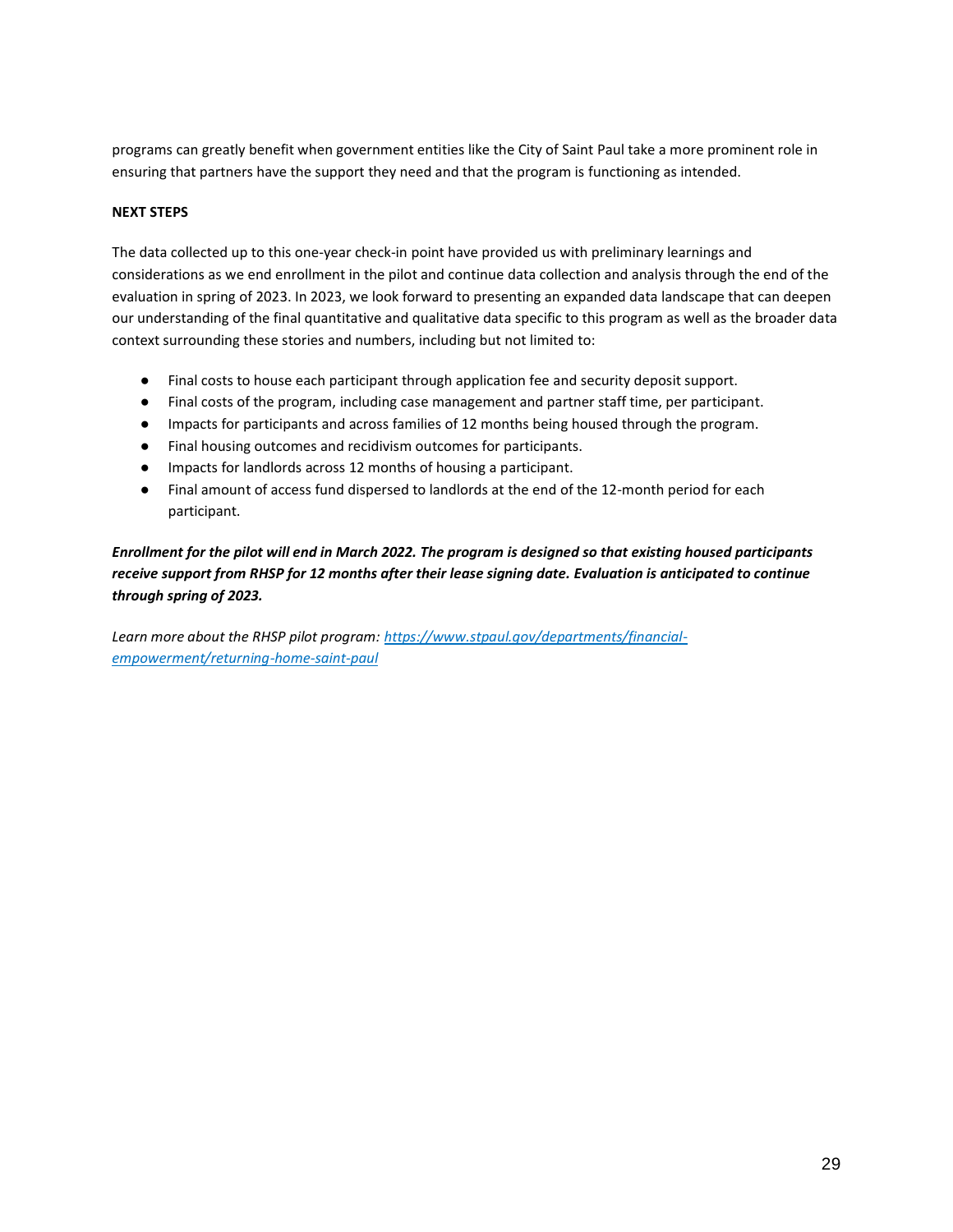programs can greatly benefit when government entities like the City of Saint Paul take a more prominent role in ensuring that partners have the support they need and that the program is functioning as intended.

**NEXT STEPS**

The data collected up to this one-year check-in point have provided us with preliminary learnings and considerations as we end enrollment in the pilot and continue data collection and analysis through the end of the evaluation in spring of 2023. In 2023, we look forward to presenting an expanded data landscape that can deepen our understanding of the final quantitative and qualitative data specific to this program as well as the broader data context surrounding these stories and numbers, including but not limited to:

- Final costs to house each participant through application fee and security deposit support.
- Final costs of the program, including case management and partner staff time, per participant.
- Impacts for participants and across families of 12 months being housed through the program.
- Final housing outcomes and recidivism outcomes for participants.
- Impacts for landlords across 12 months of housing a participant.
- Final amount of access fund dispersed to landlords at the end of the 12-month period for each participant.

***Enrollment for the pilot will end in March 2022. The program is designed so that existing housed participants receive support from RHSP for 12 months after their lease signing date. Evaluation is anticipated to continue through spring of 2023.***

*Learn more about the RHSP pilot program: [https://www.stpaul.gov/departments/financial-empowerment/returning-home-saint-paul](https://www.stpaul.gov/departments/financial-empowerment/returning-home-saint-paul)*